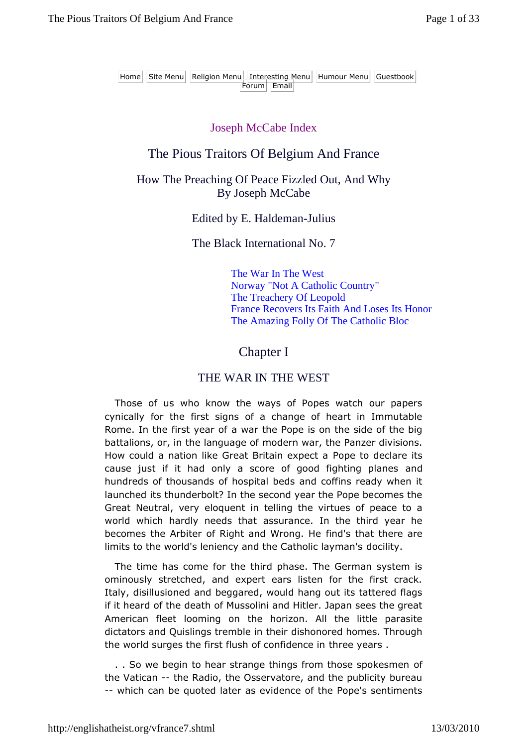Home | Site Menu | Religion Menu | Interesting Menu | Humour Menu | Guestbook | Forum | Email

Joseph McCabe Index

# The Pious Traitors Of Belgium And France

## How The Preaching Of Peace Fizzled Out, And Why
## By Joseph McCabe

Edited by E. Haldeman-Julius

The Black International No. 7

- The War In The West
- Norway "Not A Catholic Country"
- The Treachery Of Leopold
- France Recovers Its Faith And Loses Its Honor
- The Amazing Folly Of The Catholic Bloc

## Chapter I

### THE WAR IN THE WEST

Those of us who know the ways of Popes watch our papers cynically for the first signs of a change of heart in Immutable Rome. In the first year of a war the Pope is on the side of the big battalions, or, in the language of modern war, the Panzer divisions. How could a nation like Great Britain expect a Pope to declare its cause just if it had only a score of good fighting planes and hundreds of thousands of hospital beds and coffins ready when it launched its thunderbolt? In the second year the Pope becomes the Great Neutral, very eloquent in telling the virtues of peace to a world which hardly needs that assurance. In the third year he becomes the Arbiter of Right and Wrong. He find's that there are limits to the world's leniency and the Catholic layman's docility.

The time has come for the third phase. The German system is ominously stretched, and expert ears listen for the first crack. Italy, disillusioned and beggared, would hang out its tattered flags if it heard of the death of Mussolini and Hitler. Japan sees the great American fleet looming on the horizon. All the little parasite dictators and Quislings tremble in their dishonored homes. Through the world surges the first flush of confidence in three years .

. . So we begin to hear strange things from those spokesmen of the Vatican -- the Radio, the Osservatore, and the publicity bureau -- which can be quoted later as evidence of the Pope's sentiments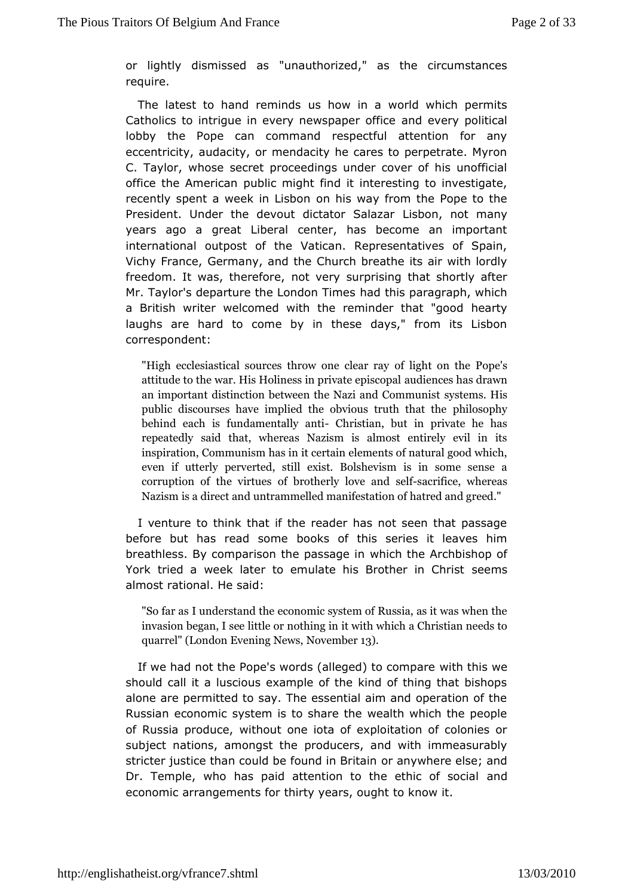or lightly dismissed as "unauthorized," as the circumstances require.

The latest to hand reminds us how in a world which permits Catholics to intrigue in every newspaper office and every political lobby the Pope can command respectful attention for any eccentricity, audacity, or mendacity he cares to perpetrate. Myron C. Taylor, whose secret proceedings under cover of his unofficial office the American public might find it interesting to investigate, recently spent a week in Lisbon on his way from the Pope to the President. Under the devout dictator Salazar Lisbon, not many years ago a great Liberal center, has become an important international outpost of the Vatican. Representatives of Spain, Vichy France, Germany, and the Church breathe its air with lordly freedom. It was, therefore, not very surprising that shortly after Mr. Taylor's departure the London Times had this paragraph, which a British writer welcomed with the reminder that "good hearty laughs are hard to come by in these days," from its Lisbon correspondent:

> "High ecclesiastical sources throw one clear ray of light on the Pope's attitude to the war. His Holiness in private episcopal audiences has drawn an important distinction between the Nazi and Communist systems. His public discourses have implied the obvious truth that the philosophy behind each is fundamentally anti- Christian, but in private he has repeatedly said that, whereas Nazism is almost entirely evil in its inspiration, Communism has in it certain elements of natural good which, even if utterly perverted, still exist. Bolshevism is in some sense a corruption of the virtues of brotherly love and self-sacrifice, whereas Nazism is a direct and untrammelled manifestation of hatred and greed."

I venture to think that if the reader has not seen that passage before but has read some books of this series it leaves him breathless. By comparison the passage in which the Archbishop of York tried a week later to emulate his Brother in Christ seems almost rational. He said:

> "So far as I understand the economic system of Russia, as it was when the invasion began, I see little or nothing in it with which a Christian needs to quarrel" (London Evening News, November 13).

If we had not the Pope's words (alleged) to compare with this we should call it a luscious example of the kind of thing that bishops alone are permitted to say. The essential aim and operation of the Russian economic system is to share the wealth which the people of Russia produce, without one iota of exploitation of colonies or subject nations, amongst the producers, and with immeasurably stricter justice than could be found in Britain or anywhere else; and Dr. Temple, who has paid attention to the ethic of social and economic arrangements for thirty years, ought to know it.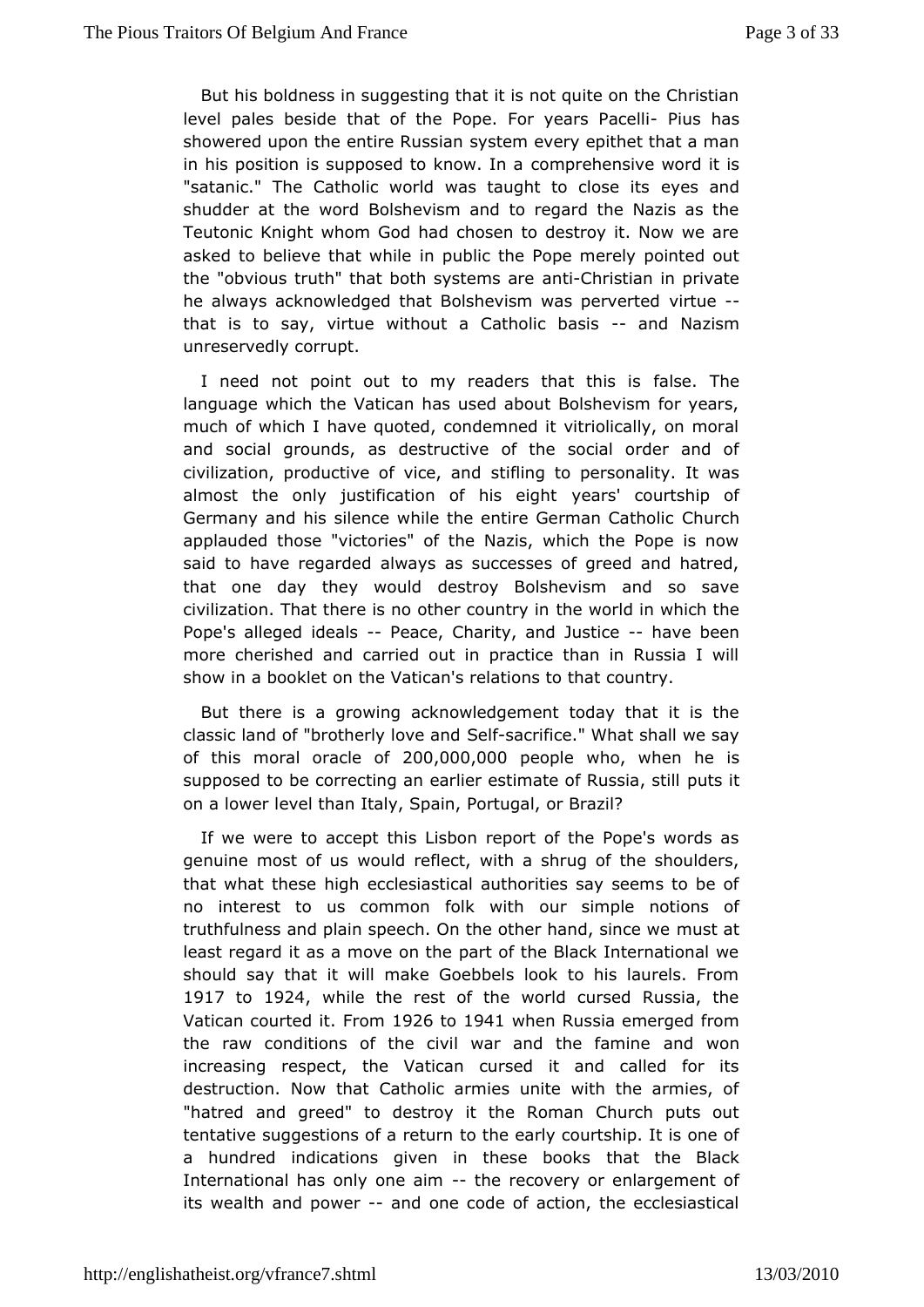But his boldness in suggesting that it is not quite on the Christian level pales beside that of the Pope. For years Pacelli- Pius has showered upon the entire Russian system every epithet that a man in his position is supposed to know. In a comprehensive word it is "satanic." The Catholic world was taught to close its eyes and shudder at the word Bolshevism and to regard the Nazis as the Teutonic Knight whom God had chosen to destroy it. Now we are asked to believe that while in public the Pope merely pointed out the "obvious truth" that both systems are anti-Christian in private he always acknowledged that Bolshevism was perverted virtue -- that is to say, virtue without a Catholic basis -- and Nazism unreservedly corrupt.

I need not point out to my readers that this is false. The language which the Vatican has used about Bolshevism for years, much of which I have quoted, condemned it vitriolically, on moral and social grounds, as destructive of the social order and of civilization, productive of vice, and stifling to personality. It was almost the only justification of his eight years' courtship of Germany and his silence while the entire German Catholic Church applauded those "victories" of the Nazis, which the Pope is now said to have regarded always as successes of greed and hatred, that one day they would destroy Bolshevism and so save civilization. That there is no other country in the world in which the Pope's alleged ideals -- Peace, Charity, and Justice -- have been more cherished and carried out in practice than in Russia I will show in a booklet on the Vatican's relations to that country.

But there is a growing acknowledgement today that it is the classic land of "brotherly love and Self-sacrifice." What shall we say of this moral oracle of 200,000,000 people who, when he is supposed to be correcting an earlier estimate of Russia, still puts it on a lower level than Italy, Spain, Portugal, or Brazil?

If we were to accept this Lisbon report of the Pope's words as genuine most of us would reflect, with a shrug of the shoulders, that what these high ecclesiastical authorities say seems to be of no interest to us common folk with our simple notions of truthfulness and plain speech. On the other hand, since we must at least regard it as a move on the part of the Black International we should say that it will make Goebbels look to his laurels. From 1917 to 1924, while the rest of the world cursed Russia, the Vatican courted it. From 1926 to 1941 when Russia emerged from the raw conditions of the civil war and the famine and won increasing respect, the Vatican cursed it and called for its destruction. Now that Catholic armies unite with the armies, of "hatred and greed" to destroy it the Roman Church puts out tentative suggestions of a return to the early courtship. It is one of a hundred indications given in these books that the Black International has only one aim -- the recovery or enlargement of its wealth and power -- and one code of action, the ecclesiastical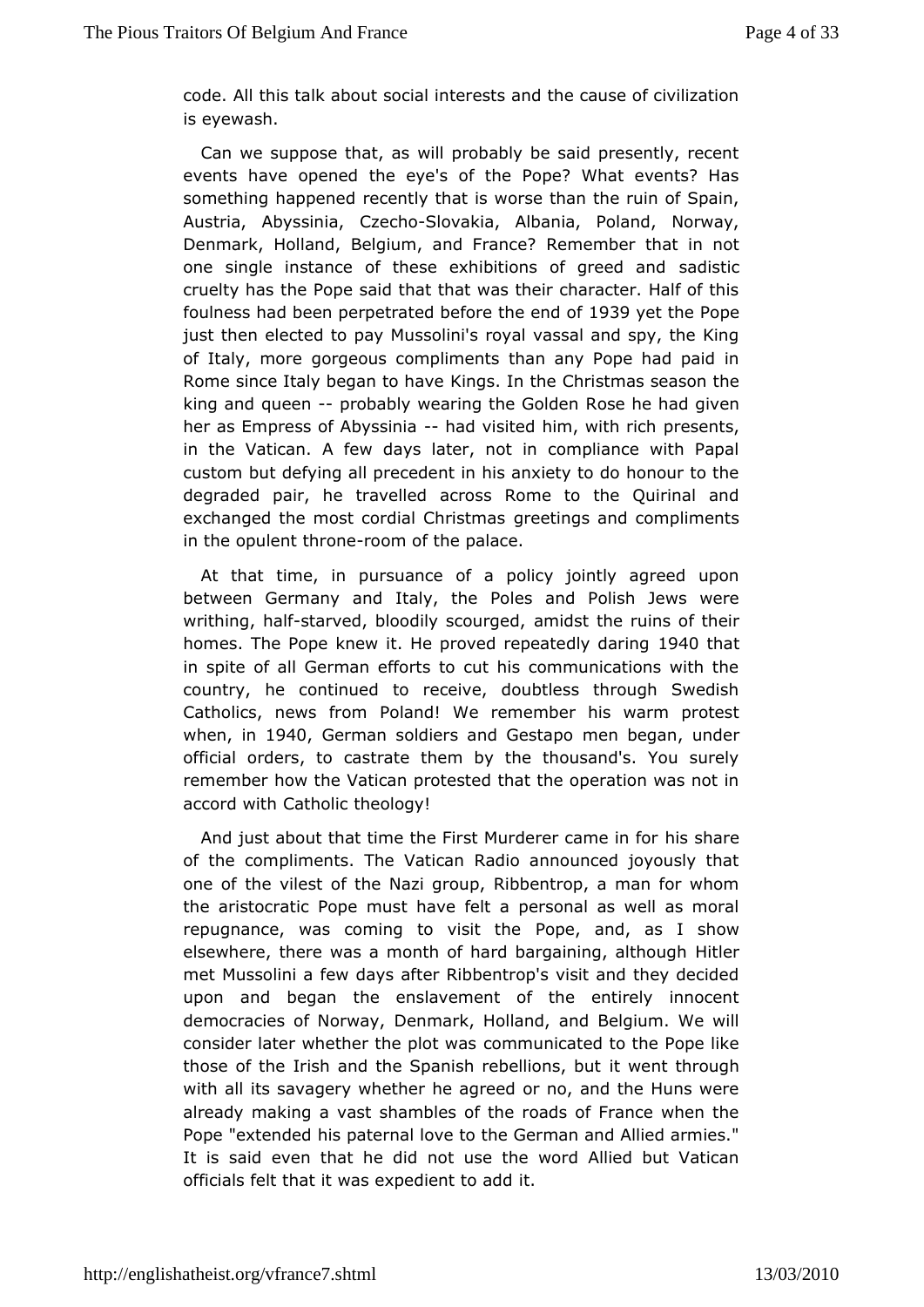code. All this talk about social interests and the cause of civilization is eyewash.

Can we suppose that, as will probably be said presently, recent events have opened the eye's of the Pope? What events? Has something happened recently that is worse than the ruin of Spain, Austria, Abyssinia, Czecho-Slovakia, Albania, Poland, Norway, Denmark, Holland, Belgium, and France? Remember that in not one single instance of these exhibitions of greed and sadistic cruelty has the Pope said that that was their character. Half of this foulness had been perpetrated before the end of 1939 yet the Pope just then elected to pay Mussolini's royal vassal and spy, the King of Italy, more gorgeous compliments than any Pope had paid in Rome since Italy began to have Kings. In the Christmas season the king and queen -- probably wearing the Golden Rose he had given her as Empress of Abyssinia -- had visited him, with rich presents, in the Vatican. A few days later, not in compliance with Papal custom but defying all precedent in his anxiety to do honour to the degraded pair, he travelled across Rome to the Quirinal and exchanged the most cordial Christmas greetings and compliments in the opulent throne-room of the palace.

At that time, in pursuance of a policy jointly agreed upon between Germany and Italy, the Poles and Polish Jews were writhing, half-starved, bloodily scourged, amidst the ruins of their homes. The Pope knew it. He proved repeatedly daring 1940 that in spite of all German efforts to cut his communications with the country, he continued to receive, doubtless through Swedish Catholics, news from Poland! We remember his warm protest when, in 1940, German soldiers and Gestapo men began, under official orders, to castrate them by the thousand's. You surely remember how the Vatican protested that the operation was not in accord with Catholic theology!

And just about that time the First Murderer came in for his share of the compliments. The Vatican Radio announced joyously that one of the vilest of the Nazi group, Ribbentrop, a man for whom the aristocratic Pope must have felt a personal as well as moral repugnance, was coming to visit the Pope, and, as I show elsewhere, there was a month of hard bargaining, although Hitler met Mussolini a few days after Ribbentrop's visit and they decided upon and began the enslavement of the entirely innocent democracies of Norway, Denmark, Holland, and Belgium. We will consider later whether the plot was communicated to the Pope like those of the Irish and the Spanish rebellions, but it went through with all its savagery whether he agreed or no, and the Huns were already making a vast shambles of the roads of France when the Pope "extended his paternal love to the German and Allied armies." It is said even that he did not use the word Allied but Vatican officials felt that it was expedient to add it.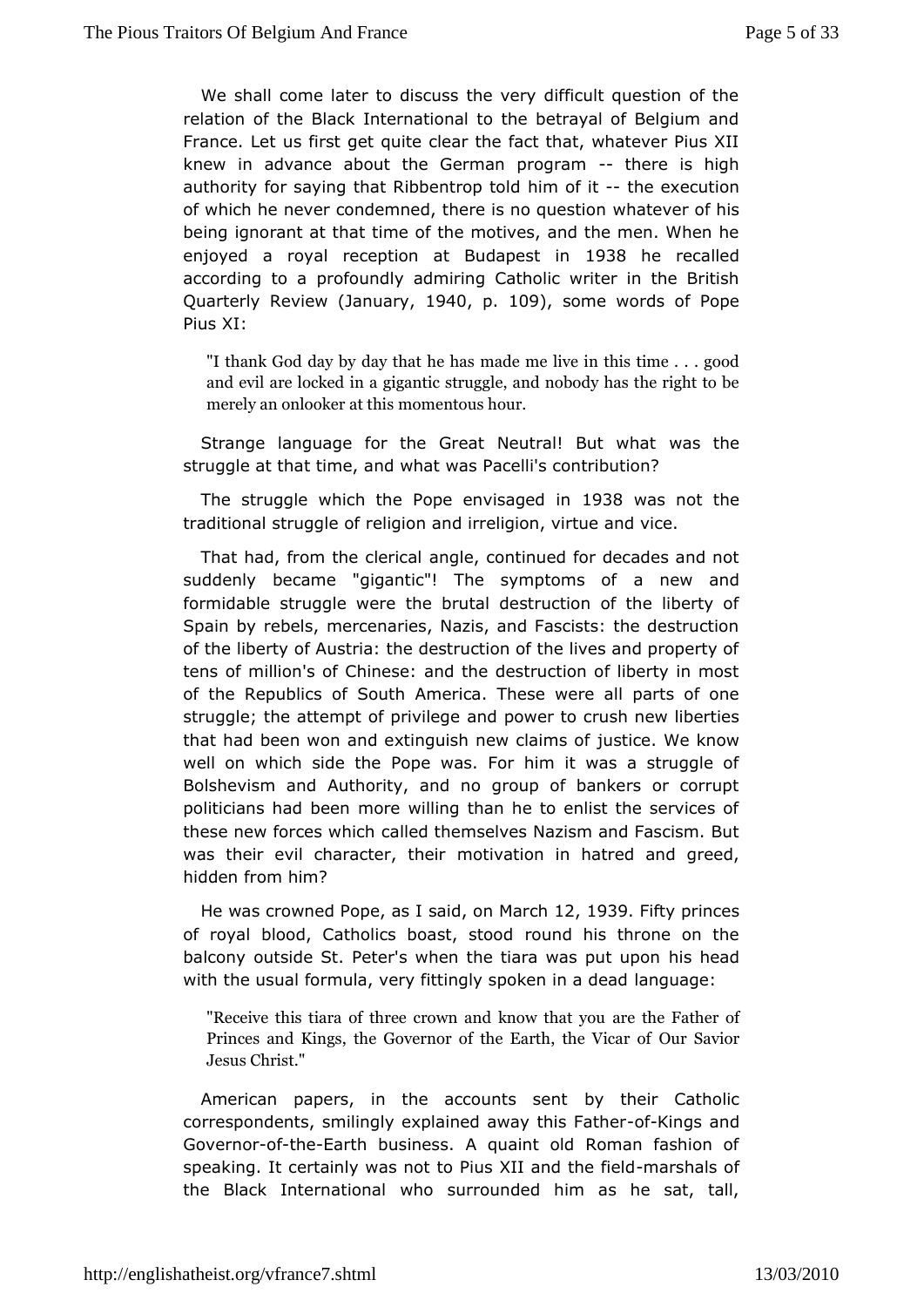We shall come later to discuss the very difficult question of the relation of the Black International to the betrayal of Belgium and France. Let us first get quite clear the fact that, whatever Pius XII knew in advance about the German program -- there is high authority for saying that Ribbentrop told him of it -- the execution of which he never condemned, there is no question whatever of his being ignorant at that time of the motives, and the men. When he enjoyed a royal reception at Budapest in 1938 he recalled according to a profoundly admiring Catholic writer in the British Quarterly Review (January, 1940, p. 109), some words of Pope Pius XI:

> "I thank God day by day that he has made me live in this time . . . good and evil are locked in a gigantic struggle, and nobody has the right to be merely an onlooker at this momentous hour.

Strange language for the Great Neutral! But what was the struggle at that time, and what was Pacelli's contribution?

The struggle which the Pope envisaged in 1938 was not the traditional struggle of religion and irreligion, virtue and vice.

That had, from the clerical angle, continued for decades and not suddenly became "gigantic"! The symptoms of a new and formidable struggle were the brutal destruction of the liberty of Spain by rebels, mercenaries, Nazis, and Fascists: the destruction of the liberty of Austria: the destruction of the lives and property of tens of million's of Chinese: and the destruction of liberty in most of the Republics of South America. These were all parts of one struggle; the attempt of privilege and power to crush new liberties that had been won and extinguish new claims of justice. We know well on which side the Pope was. For him it was a struggle of Bolshevism and Authority, and no group of bankers or corrupt politicians had been more willing than he to enlist the services of these new forces which called themselves Nazism and Fascism. But was their evil character, their motivation in hatred and greed, hidden from him?

He was crowned Pope, as I said, on March 12, 1939. Fifty princes of royal blood, Catholics boast, stood round his throne on the balcony outside St. Peter's when the tiara was put upon his head with the usual formula, very fittingly spoken in a dead language:

> "Receive this tiara of three crown and know that you are the Father of Princes and Kings, the Governor of the Earth, the Vicar of Our Savior Jesus Christ."

American papers, in the accounts sent by their Catholic correspondents, smilingly explained away this Father-of-Kings and Governor-of-the-Earth business. A quaint old Roman fashion of speaking. It certainly was not to Pius XII and the field-marshals of the Black International who surrounded him as he sat, tall,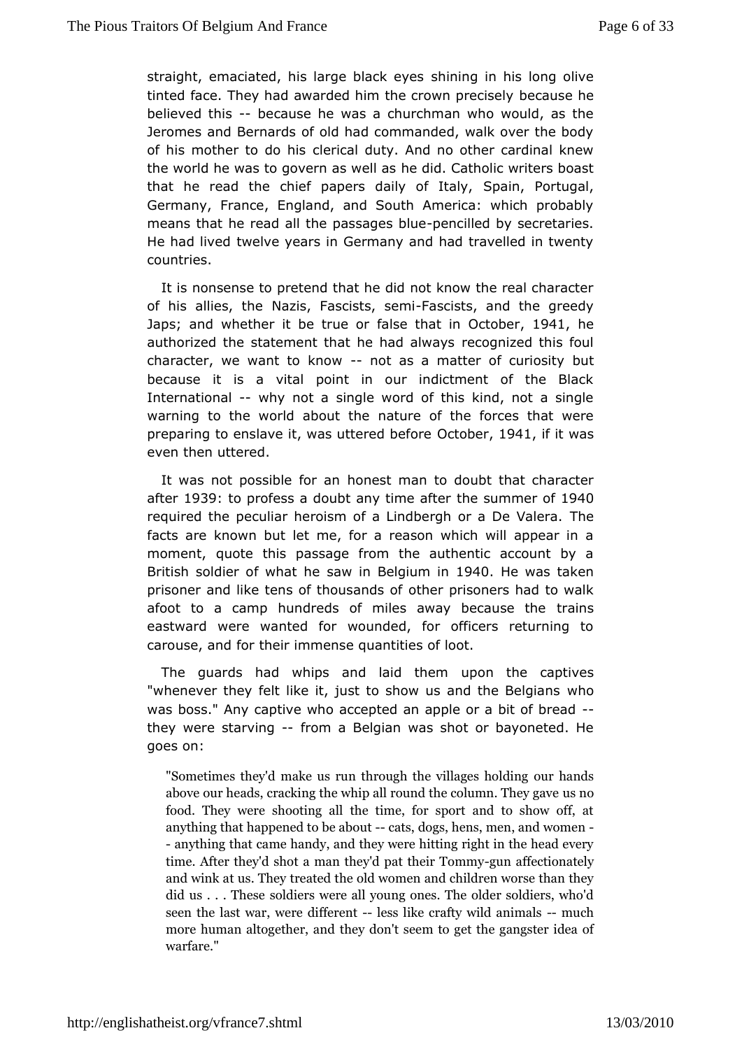straight, emaciated, his large black eyes shining in his long olive tinted face. They had awarded him the crown precisely because he believed this -- because he was a churchman who would, as the Jeromes and Bernards of old had commanded, walk over the body of his mother to do his clerical duty. And no other cardinal knew the world he was to govern as well as he did. Catholic writers boast that he read the chief papers daily of Italy, Spain, Portugal, Germany, France, England, and South America: which probably means that he read all the passages blue-pencilled by secretaries. He had lived twelve years in Germany and had travelled in twenty countries.

It is nonsense to pretend that he did not know the real character of his allies, the Nazis, Fascists, semi-Fascists, and the greedy Japs; and whether it be true or false that in October, 1941, he authorized the statement that he had always recognized this foul character, we want to know -- not as a matter of curiosity but because it is a vital point in our indictment of the Black International -- why not a single word of this kind, not a single warning to the world about the nature of the forces that were preparing to enslave it, was uttered before October, 1941, if it was even then uttered.

It was not possible for an honest man to doubt that character after 1939: to profess a doubt any time after the summer of 1940 required the peculiar heroism of a Lindbergh or a De Valera. The facts are known but let me, for a reason which will appear in a moment, quote this passage from the authentic account by a British soldier of what he saw in Belgium in 1940. He was taken prisoner and like tens of thousands of other prisoners had to walk afoot to a camp hundreds of miles away because the trains eastward were wanted for wounded, for officers returning to carouse, and for their immense quantities of loot.

The guards had whips and laid them upon the captives "whenever they felt like it, just to show us and the Belgians who was boss." Any captive who accepted an apple or a bit of bread -- they were starving -- from a Belgian was shot or bayoneted. He goes on:

> "Sometimes they'd make us run through the villages holding our hands above our heads, cracking the whip all round the column. They gave us no food. They were shooting all the time, for sport and to show off, at anything that happened to be about -- cats, dogs, hens, men, and women -- anything that came handy, and they were hitting right in the head every time. After they'd shot a man they'd pat their Tommy-gun affectionately and wink at us. They treated the old women and children worse than they did us . . . These soldiers were all young ones. The older soldiers, who'd seen the last war, were different -- less like crafty wild animals -- much more human altogether, and they don't seem to get the gangster idea of warfare."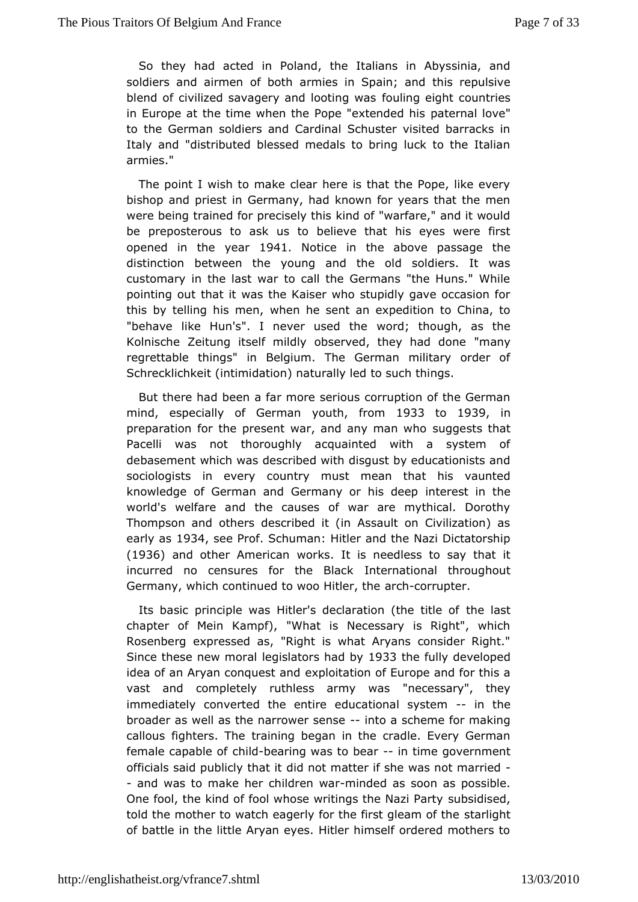So they had acted in Poland, the Italians in Abyssinia, and soldiers and airmen of both armies in Spain; and this repulsive blend of civilized savagery and looting was fouling eight countries in Europe at the time when the Pope "extended his paternal love" to the German soldiers and Cardinal Schuster visited barracks in Italy and "distributed blessed medals to bring luck to the Italian armies."

The point I wish to make clear here is that the Pope, like every bishop and priest in Germany, had known for years that the men were being trained for precisely this kind of "warfare," and it would be preposterous to ask us to believe that his eyes were first opened in the year 1941. Notice in the above passage the distinction between the young and the old soldiers. It was customary in the last war to call the Germans "the Huns." While pointing out that it was the Kaiser who stupidly gave occasion for this by telling his men, when he sent an expedition to China, to "behave like Hun's". I never used the word; though, as the Kolnische Zeitung itself mildly observed, they had done "many regrettable things" in Belgium. The German military order of Schrecklichkeit (intimidation) naturally led to such things.

But there had been a far more serious corruption of the German mind, especially of German youth, from 1933 to 1939, in preparation for the present war, and any man who suggests that Pacelli was not thoroughly acquainted with a system of debasement which was described with disgust by educationists and sociologists in every country must mean that his vaunted knowledge of German and Germany or his deep interest in the world's welfare and the causes of war are mythical. Dorothy Thompson and others described it (in Assault on Civilization) as early as 1934, see Prof. Schuman: Hitler and the Nazi Dictatorship (1936) and other American works. It is needless to say that it incurred no censures for the Black International throughout Germany, which continued to woo Hitler, the arch-corrupter.

Its basic principle was Hitler's declaration (the title of the last chapter of Mein Kampf), "What is Necessary is Right", which Rosenberg expressed as, "Right is what Aryans consider Right." Since these new moral legislators had by 1933 the fully developed idea of an Aryan conquest and exploitation of Europe and for this a vast and completely ruthless army was "necessary", they immediately converted the entire educational system -- in the broader as well as the narrower sense -- into a scheme for making callous fighters. The training began in the cradle. Every German female capable of child-bearing was to bear -- in time government officials said publicly that it did not matter if she was not married -- and was to make her children war-minded as soon as possible. One fool, the kind of fool whose writings the Nazi Party subsidised, told the mother to watch eagerly for the first gleam of the starlight of battle in the little Aryan eyes. Hitler himself ordered mothers to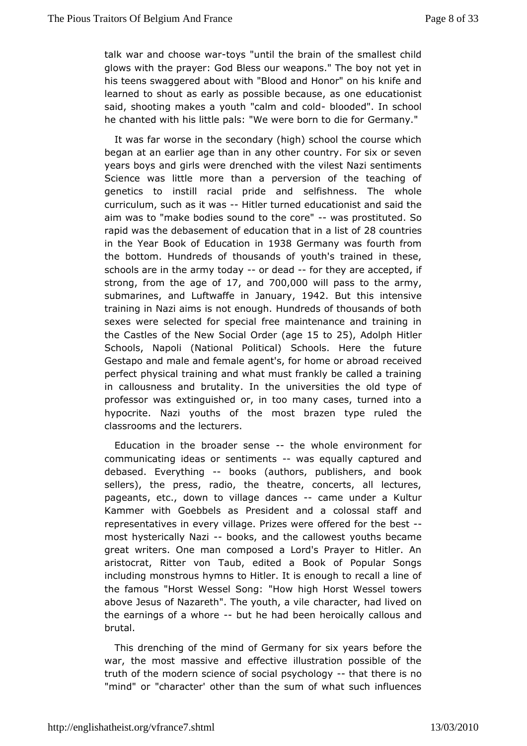talk war and choose war-toys "until the brain of the smallest child glows with the prayer: God Bless our weapons." The boy not yet in his teens swaggered about with "Blood and Honor" on his knife and learned to shout as early as possible because, as one educationist said, shooting makes a youth "calm and cold- blooded". In school he chanted with his little pals: "We were born to die for Germany."

It was far worse in the secondary (high) school the course which began at an earlier age than in any other country. For six or seven years boys and girls were drenched with the vilest Nazi sentiments Science was little more than a perversion of the teaching of genetics to instill racial pride and selfishness. The whole curriculum, such as it was -- Hitler turned educationist and said the aim was to "make bodies sound to the core" -- was prostituted. So rapid was the debasement of education that in a list of 28 countries in the Year Book of Education in 1938 Germany was fourth from the bottom. Hundreds of thousands of youth's trained in these, schools are in the army today -- or dead -- for they are accepted, if strong, from the age of 17, and 700,000 will pass to the army, submarines, and Luftwaffe in January, 1942. But this intensive training in Nazi aims is not enough. Hundreds of thousands of both sexes were selected for special free maintenance and training in the Castles of the New Social Order (age 15 to 25), Adolph Hitler Schools, Napoli (National Political) Schools. Here the future Gestapo and male and female agent's, for home or abroad received perfect physical training and what must frankly be called a training in callousness and brutality. In the universities the old type of professor was extinguished or, in too many cases, turned into a hypocrite. Nazi youths of the most brazen type ruled the classrooms and the lecturers.

Education in the broader sense -- the whole environment for communicating ideas or sentiments -- was equally captured and debased. Everything -- books (authors, publishers, and book sellers), the press, radio, the theatre, concerts, all lectures, pageants, etc., down to village dances -- came under a Kultur Kammer with Goebbels as President and a colossal staff and representatives in every village. Prizes were offered for the best -- most hysterically Nazi -- books, and the callowest youths became great writers. One man composed a Lord's Prayer to Hitler. An aristocrat, Ritter von Taub, edited a Book of Popular Songs including monstrous hymns to Hitler. It is enough to recall a line of the famous "Horst Wessel Song: "How high Horst Wessel towers above Jesus of Nazareth". The youth, a vile character, had lived on the earnings of a whore -- but he had been heroically callous and brutal.

This drenching of the mind of Germany for six years before the war, the most massive and effective illustration possible of the truth of the modern science of social psychology -- that there is no "mind" or "character' other than the sum of what such influences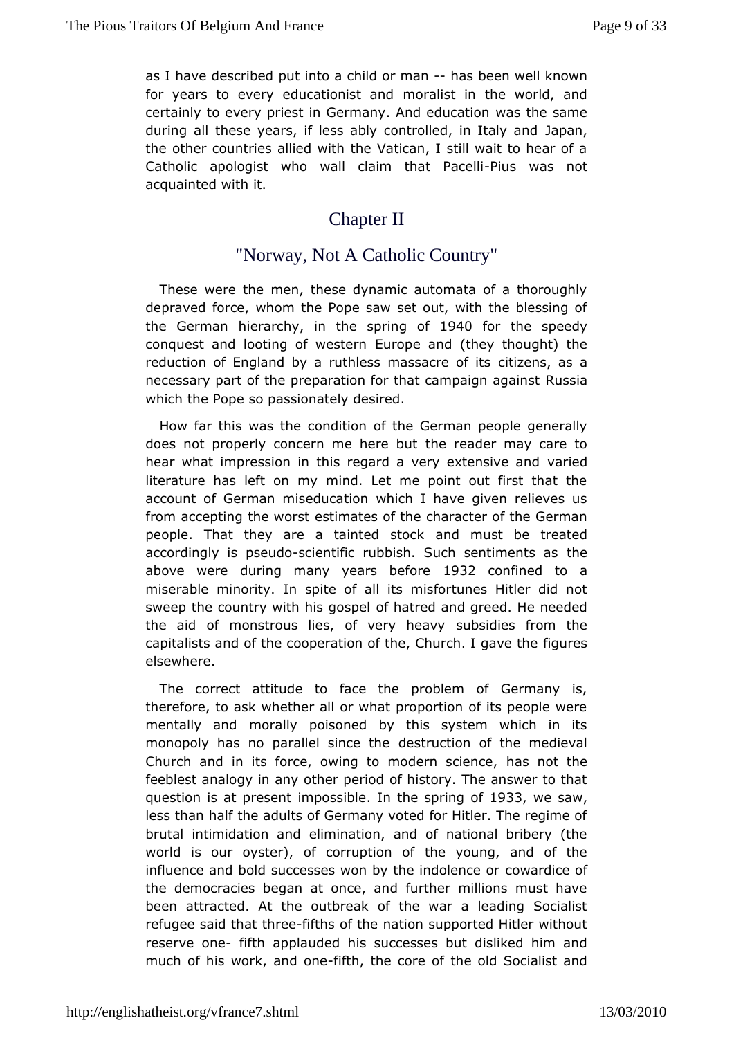as I have described put into a child or man -- has been well known for years to every educationist and moralist in the world, and certainly to every priest in Germany. And education was the same during all these years, if less ably controlled, in Italy and Japan, the other countries allied with the Vatican, I still wait to hear of a Catholic apologist who wall claim that Pacelli-Pius was not acquainted with it.

## Chapter II

## "Norway, Not A Catholic Country"

These were the men, these dynamic automata of a thoroughly depraved force, whom the Pope saw set out, with the blessing of the German hierarchy, in the spring of 1940 for the speedy conquest and looting of western Europe and (they thought) the reduction of England by a ruthless massacre of its citizens, as a necessary part of the preparation for that campaign against Russia which the Pope so passionately desired.

How far this was the condition of the German people generally does not properly concern me here but the reader may care to hear what impression in this regard a very extensive and varied literature has left on my mind. Let me point out first that the account of German miseducation which I have given relieves us from accepting the worst estimates of the character of the German people. That they are a tainted stock and must be treated accordingly is pseudo-scientific rubbish. Such sentiments as the above were during many years before 1932 confined to a miserable minority. In spite of all its misfortunes Hitler did not sweep the country with his gospel of hatred and greed. He needed the aid of monstrous lies, of very heavy subsidies from the capitalists and of the cooperation of the, Church. I gave the figures elsewhere.

The correct attitude to face the problem of Germany is, therefore, to ask whether all or what proportion of its people were mentally and morally poisoned by this system which in its monopoly has no parallel since the destruction of the medieval Church and in its force, owing to modern science, has not the feeblest analogy in any other period of history. The answer to that question is at present impossible. In the spring of 1933, we saw, less than half the adults of Germany voted for Hitler. The regime of brutal intimidation and elimination, and of national bribery (the world is our oyster), of corruption of the young, and of the influence and bold successes won by the indolence or cowardice of the democracies began at once, and further millions must have been attracted. At the outbreak of the war a leading Socialist refugee said that three-fifths of the nation supported Hitler without reserve one- fifth applauded his successes but disliked him and much of his work, and one-fifth, the core of the old Socialist and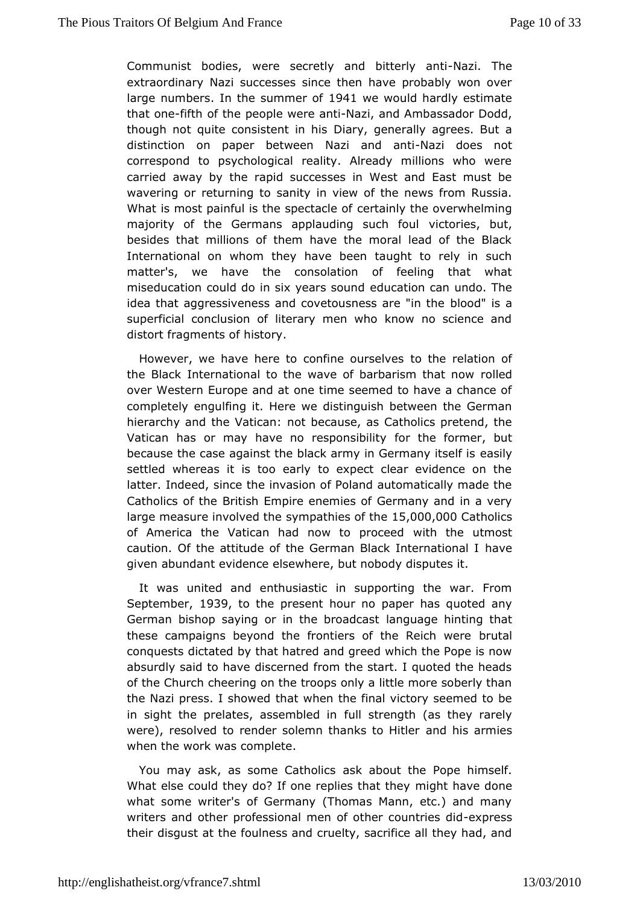Communist bodies, were secretly and bitterly anti-Nazi. The extraordinary Nazi successes since then have probably won over large numbers. In the summer of 1941 we would hardly estimate that one-fifth of the people were anti-Nazi, and Ambassador Dodd, though not quite consistent in his Diary, generally agrees. But a distinction on paper between Nazi and anti-Nazi does not correspond to psychological reality. Already millions who were carried away by the rapid successes in West and East must be wavering or returning to sanity in view of the news from Russia. What is most painful is the spectacle of certainly the overwhelming majority of the Germans applauding such foul victories, but, besides that millions of them have the moral lead of the Black International on whom they have been taught to rely in such matter's, we have the consolation of feeling that what miseducation could do in six years sound education can undo. The idea that aggressiveness and covetousness are "in the blood" is a superficial conclusion of literary men who know no science and distort fragments of history.

However, we have here to confine ourselves to the relation of the Black International to the wave of barbarism that now rolled over Western Europe and at one time seemed to have a chance of completely engulfing it. Here we distinguish between the German hierarchy and the Vatican: not because, as Catholics pretend, the Vatican has or may have no responsibility for the former, but because the case against the black army in Germany itself is easily settled whereas it is too early to expect clear evidence on the latter. Indeed, since the invasion of Poland automatically made the Catholics of the British Empire enemies of Germany and in a very large measure involved the sympathies of the 15,000,000 Catholics of America the Vatican had now to proceed with the utmost caution. Of the attitude of the German Black International I have given abundant evidence elsewhere, but nobody disputes it.

It was united and enthusiastic in supporting the war. From September, 1939, to the present hour no paper has quoted any German bishop saying or in the broadcast language hinting that these campaigns beyond the frontiers of the Reich were brutal conquests dictated by that hatred and greed which the Pope is now absurdly said to have discerned from the start. I quoted the heads of the Church cheering on the troops only a little more soberly than the Nazi press. I showed that when the final victory seemed to be in sight the prelates, assembled in full strength (as they rarely were), resolved to render solemn thanks to Hitler and his armies when the work was complete.

You may ask, as some Catholics ask about the Pope himself. What else could they do? If one replies that they might have done what some writer's of Germany (Thomas Mann, etc.) and many writers and other professional men of other countries did-express their disgust at the foulness and cruelty, sacrifice all they had, and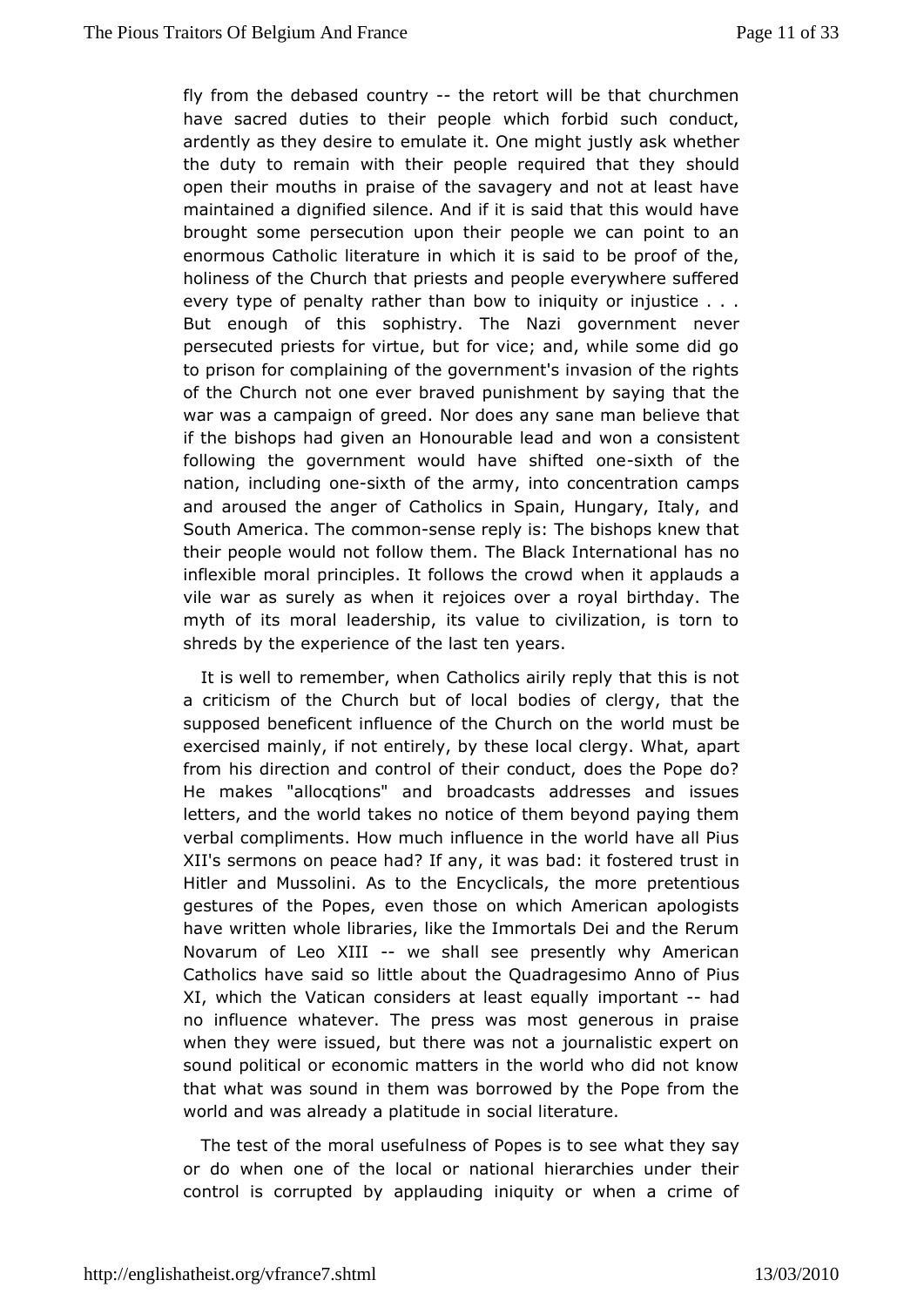fly from the debased country -- the retort will be that churchmen have sacred duties to their people which forbid such conduct, ardently as they desire to emulate it. One might justly ask whether the duty to remain with their people required that they should open their mouths in praise of the savagery and not at least have maintained a dignified silence. And if it is said that this would have brought some persecution upon their people we can point to an enormous Catholic literature in which it is said to be proof of the, holiness of the Church that priests and people everywhere suffered every type of penalty rather than bow to iniquity or injustice . . . But enough of this sophistry. The Nazi government never persecuted priests for virtue, but for vice; and, while some did go to prison for complaining of the government's invasion of the rights of the Church not one ever braved punishment by saying that the war was a campaign of greed. Nor does any sane man believe that if the bishops had given an Honourable lead and won a consistent following the government would have shifted one-sixth of the nation, including one-sixth of the army, into concentration camps and aroused the anger of Catholics in Spain, Hungary, Italy, and South America. The common-sense reply is: The bishops knew that their people would not follow them. The Black International has no inflexible moral principles. It follows the crowd when it applauds a vile war as surely as when it rejoices over a royal birthday. The myth of its moral leadership, its value to civilization, is torn to shreds by the experience of the last ten years.

It is well to remember, when Catholics airily reply that this is not a criticism of the Church but of local bodies of clergy, that the supposed beneficent influence of the Church on the world must be exercised mainly, if not entirely, by these local clergy. What, apart from his direction and control of their conduct, does the Pope do? He makes "allocqtions" and broadcasts addresses and issues letters, and the world takes no notice of them beyond paying them verbal compliments. How much influence in the world have all Pius XII's sermons on peace had? If any, it was bad: it fostered trust in Hitler and Mussolini. As to the Encyclicals, the more pretentious gestures of the Popes, even those on which American apologists have written whole libraries, like the Immortals Dei and the Rerum Novarum of Leo XIII -- we shall see presently why American Catholics have said so little about the Quadragesimo Anno of Pius XI, which the Vatican considers at least equally important -- had no influence whatever. The press was most generous in praise when they were issued, but there was not a journalistic expert on sound political or economic matters in the world who did not know that what was sound in them was borrowed by the Pope from the world and was already a platitude in social literature.

The test of the moral usefulness of Popes is to see what they say or do when one of the local or national hierarchies under their control is corrupted by applauding iniquity or when a crime of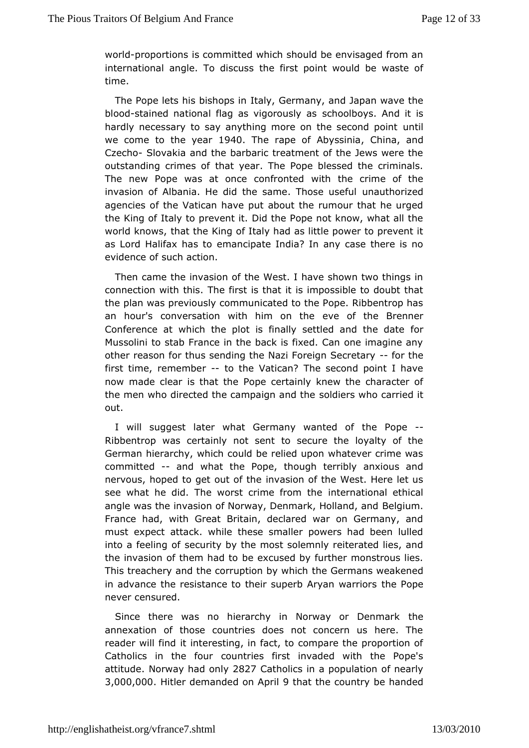world-proportions is committed which should be envisaged from an international angle. To discuss the first point would be waste of time.

The Pope lets his bishops in Italy, Germany, and Japan wave the blood-stained national flag as vigorously as schoolboys. And it is hardly necessary to say anything more on the second point until we come to the year 1940. The rape of Abyssinia, China, and Czecho- Slovakia and the barbaric treatment of the Jews were the outstanding crimes of that year. The Pope blessed the criminals. The new Pope was at once confronted with the crime of the invasion of Albania. He did the same. Those useful unauthorized agencies of the Vatican have put about the rumour that he urged the King of Italy to prevent it. Did the Pope not know, what all the world knows, that the King of Italy had as little power to prevent it as Lord Halifax has to emancipate India? In any case there is no evidence of such action.

Then came the invasion of the West. I have shown two things in connection with this. The first is that it is impossible to doubt that the plan was previously communicated to the Pope. Ribbentrop has an hour's conversation with him on the eve of the Brenner Conference at which the plot is finally settled and the date for Mussolini to stab France in the back is fixed. Can one imagine any other reason for thus sending the Nazi Foreign Secretary -- for the first time, remember -- to the Vatican? The second point I have now made clear is that the Pope certainly knew the character of the men who directed the campaign and the soldiers who carried it out.

I will suggest later what Germany wanted of the Pope -- Ribbentrop was certainly not sent to secure the loyalty of the German hierarchy, which could be relied upon whatever crime was committed -- and what the Pope, though terribly anxious and nervous, hoped to get out of the invasion of the West. Here let us see what he did. The worst crime from the international ethical angle was the invasion of Norway, Denmark, Holland, and Belgium. France had, with Great Britain, declared war on Germany, and must expect attack. while these smaller powers had been lulled into a feeling of security by the most solemnly reiterated lies, and the invasion of them had to be excused by further monstrous lies. This treachery and the corruption by which the Germans weakened in advance the resistance to their superb Aryan warriors the Pope never censured.

Since there was no hierarchy in Norway or Denmark the annexation of those countries does not concern us here. The reader will find it interesting, in fact, to compare the proportion of Catholics in the four countries first invaded with the Pope's attitude. Norway had only 2827 Catholics in a population of nearly 3,000,000. Hitler demanded on April 9 that the country be handed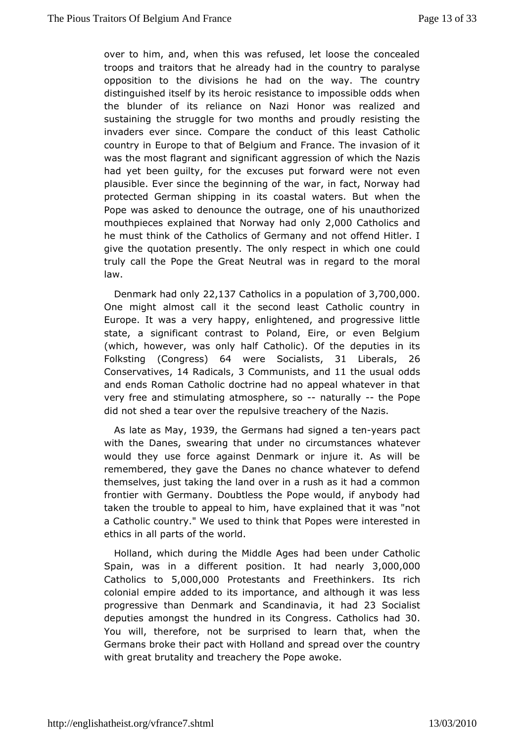over to him, and, when this was refused, let loose the concealed troops and traitors that he already had in the country to paralyse opposition to the divisions he had on the way. The country distinguished itself by its heroic resistance to impossible odds when the blunder of its reliance on Nazi Honor was realized and sustaining the struggle for two months and proudly resisting the invaders ever since. Compare the conduct of this least Catholic country in Europe to that of Belgium and France. The invasion of it was the most flagrant and significant aggression of which the Nazis had yet been guilty, for the excuses put forward were not even plausible. Ever since the beginning of the war, in fact, Norway had protected German shipping in its coastal waters. But when the Pope was asked to denounce the outrage, one of his unauthorized mouthpieces explained that Norway had only 2,000 Catholics and he must think of the Catholics of Germany and not offend Hitler. I give the quotation presently. The only respect in which one could truly call the Pope the Great Neutral was in regard to the moral law.

Denmark had only 22,137 Catholics in a population of 3,700,000. One might almost call it the second least Catholic country in Europe. It was a very happy, enlightened, and progressive little state, a significant contrast to Poland, Eire, or even Belgium (which, however, was only half Catholic). Of the deputies in its Folksting (Congress) 64 were Socialists, 31 Liberals, 26 Conservatives, 14 Radicals, 3 Communists, and 11 the usual odds and ends Roman Catholic doctrine had no appeal whatever in that very free and stimulating atmosphere, so -- naturally -- the Pope did not shed a tear over the repulsive treachery of the Nazis.

As late as May, 1939, the Germans had signed a ten-years pact with the Danes, swearing that under no circumstances whatever would they use force against Denmark or injure it. As will be remembered, they gave the Danes no chance whatever to defend themselves, just taking the land over in a rush as it had a common frontier with Germany. Doubtless the Pope would, if anybody had taken the trouble to appeal to him, have explained that it was "not a Catholic country." We used to think that Popes were interested in ethics in all parts of the world.

Holland, which during the Middle Ages had been under Catholic Spain, was in a different position. It had nearly 3,000,000 Catholics to 5,000,000 Protestants and Freethinkers. Its rich colonial empire added to its importance, and although it was less progressive than Denmark and Scandinavia, it had 23 Socialist deputies amongst the hundred in its Congress. Catholics had 30. You will, therefore, not be surprised to learn that, when the Germans broke their pact with Holland and spread over the country with great brutality and treachery the Pope awoke.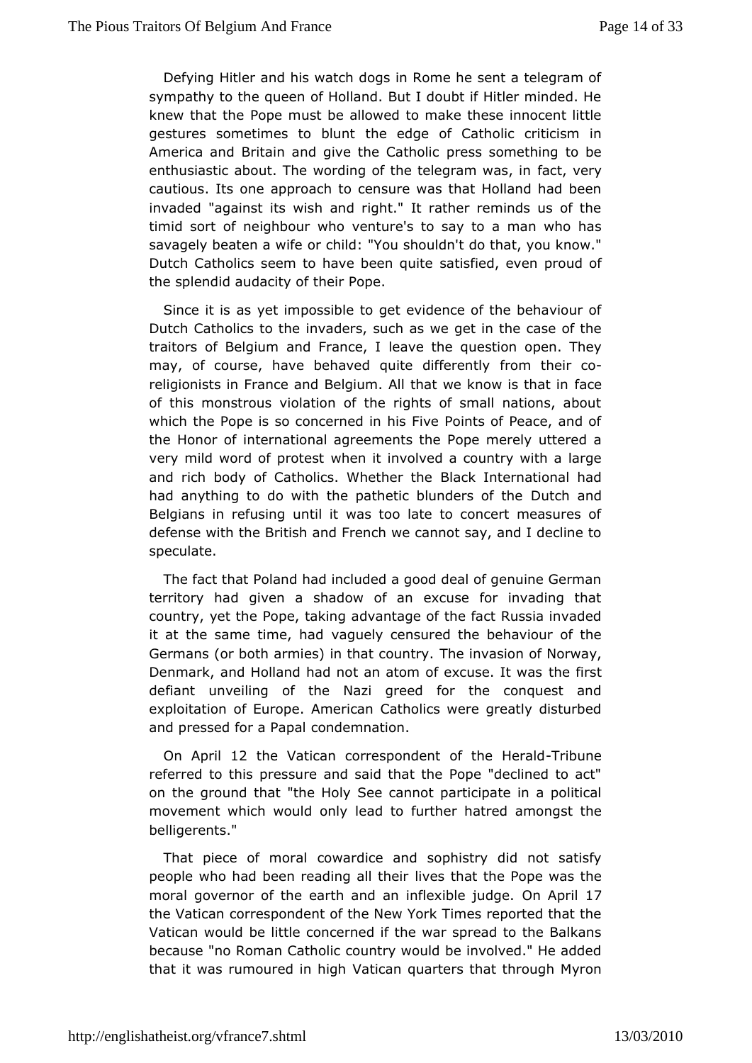Defying Hitler and his watch dogs in Rome he sent a telegram of sympathy to the queen of Holland. But I doubt if Hitler minded. He knew that the Pope must be allowed to make these innocent little gestures sometimes to blunt the edge of Catholic criticism in America and Britain and give the Catholic press something to be enthusiastic about. The wording of the telegram was, in fact, very cautious. Its one approach to censure was that Holland had been invaded "against its wish and right." It rather reminds us of the timid sort of neighbour who venture's to say to a man who has savagely beaten a wife or child: "You shouldn't do that, you know." Dutch Catholics seem to have been quite satisfied, even proud of the splendid audacity of their Pope.

Since it is as yet impossible to get evidence of the behaviour of Dutch Catholics to the invaders, such as we get in the case of the traitors of Belgium and France, I leave the question open. They may, of course, have behaved quite differently from their co-religionists in France and Belgium. All that we know is that in face of this monstrous violation of the rights of small nations, about which the Pope is so concerned in his Five Points of Peace, and of the Honor of international agreements the Pope merely uttered a very mild word of protest when it involved a country with a large and rich body of Catholics. Whether the Black International had had anything to do with the pathetic blunders of the Dutch and Belgians in refusing until it was too late to concert measures of defense with the British and French we cannot say, and I decline to speculate.

The fact that Poland had included a good deal of genuine German territory had given a shadow of an excuse for invading that country, yet the Pope, taking advantage of the fact Russia invaded it at the same time, had vaguely censured the behaviour of the Germans (or both armies) in that country. The invasion of Norway, Denmark, and Holland had not an atom of excuse. It was the first defiant unveiling of the Nazi greed for the conquest and exploitation of Europe. American Catholics were greatly disturbed and pressed for a Papal condemnation.

On April 12 the Vatican correspondent of the Herald-Tribune referred to this pressure and said that the Pope "declined to act" on the ground that "the Holy See cannot participate in a political movement which would only lead to further hatred amongst the belligerents."

That piece of moral cowardice and sophistry did not satisfy people who had been reading all their lives that the Pope was the moral governor of the earth and an inflexible judge. On April 17 the Vatican correspondent of the New York Times reported that the Vatican would be little concerned if the war spread to the Balkans because "no Roman Catholic country would be involved." He added that it was rumoured in high Vatican quarters that through Myron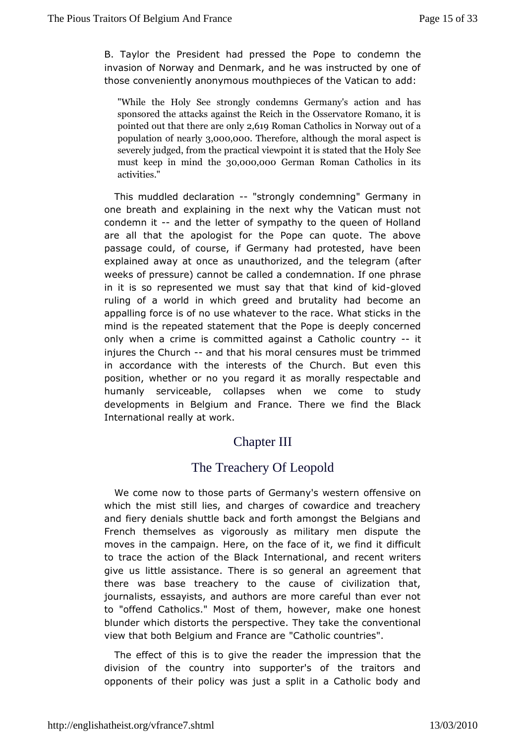B. Taylor the President had pressed the Pope to condemn the invasion of Norway and Denmark, and he was instructed by one of those conveniently anonymous mouthpieces of the Vatican to add:

> "While the Holy See strongly condemns Germany's action and has sponsored the attacks against the Reich in the Osservatore Romano, it is pointed out that there are only 2,619 Roman Catholics in Norway out of a population of nearly 3,000,000. Therefore, although the moral aspect is severely judged, from the practical viewpoint it is stated that the Holy See must keep in mind the 30,000,000 German Roman Catholics in its activities."

This muddled declaration -- "strongly condemning" Germany in one breath and explaining in the next why the Vatican must not condemn it -- and the letter of sympathy to the queen of Holland are all that the apologist for the Pope can quote. The above passage could, of course, if Germany had protested, have been explained away at once as unauthorized, and the telegram (after weeks of pressure) cannot be called a condemnation. If one phrase in it is so represented we must say that that kind of kid-gloved ruling of a world in which greed and brutality had become an appalling force is of no use whatever to the race. What sticks in the mind is the repeated statement that the Pope is deeply concerned only when a crime is committed against a Catholic country -- it injures the Church -- and that his moral censures must be trimmed in accordance with the interests of the Church. But even this position, whether or no you regard it as morally respectable and humanly serviceable, collapses when we come to study developments in Belgium and France. There we find the Black International really at work.

## Chapter III

## The Treachery Of Leopold

We come now to those parts of Germany's western offensive on which the mist still lies, and charges of cowardice and treachery and fiery denials shuttle back and forth amongst the Belgians and French themselves as vigorously as military men dispute the moves in the campaign. Here, on the face of it, we find it difficult to trace the action of the Black International, and recent writers give us little assistance. There is so general an agreement that there was base treachery to the cause of civilization that, journalists, essayists, and authors are more careful than ever not to "offend Catholics." Most of them, however, make one honest blunder which distorts the perspective. They take the conventional view that both Belgium and France are "Catholic countries".

The effect of this is to give the reader the impression that the division of the country into supporter's of the traitors and opponents of their policy was just a split in a Catholic body and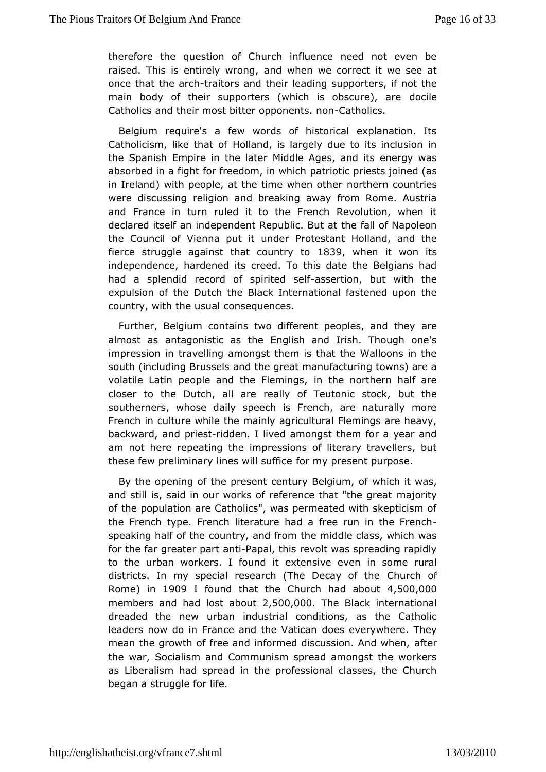therefore the question of Church influence need not even be raised. This is entirely wrong, and when we correct it we see at once that the arch-traitors and their leading supporters, if not the main body of their supporters (which is obscure), are docile Catholics and their most bitter opponents. non-Catholics.

Belgium require's a few words of historical explanation. Its Catholicism, like that of Holland, is largely due to its inclusion in the Spanish Empire in the later Middle Ages, and its energy was absorbed in a fight for freedom, in which patriotic priests joined (as in Ireland) with people, at the time when other northern countries were discussing religion and breaking away from Rome. Austria and France in turn ruled it to the French Revolution, when it declared itself an independent Republic. But at the fall of Napoleon the Council of Vienna put it under Protestant Holland, and the fierce struggle against that country to 1839, when it won its independence, hardened its creed. To this date the Belgians had had a splendid record of spirited self-assertion, but with the expulsion of the Dutch the Black International fastened upon the country, with the usual consequences.

Further, Belgium contains two different peoples, and they are almost as antagonistic as the English and Irish. Though one's impression in travelling amongst them is that the Walloons in the south (including Brussels and the great manufacturing towns) are a volatile Latin people and the Flemings, in the northern half are closer to the Dutch, all are really of Teutonic stock, but the southerners, whose daily speech is French, are naturally more French in culture while the mainly agricultural Flemings are heavy, backward, and priest-ridden. I lived amongst them for a year and am not here repeating the impressions of literary travellers, but these few preliminary lines will suffice for my present purpose.

By the opening of the present century Belgium, of which it was, and still is, said in our works of reference that "the great majority of the population are Catholics", was permeated with skepticism of the French type. French literature had a free run in the French-speaking half of the country, and from the middle class, which was for the far greater part anti-Papal, this revolt was spreading rapidly to the urban workers. I found it extensive even in some rural districts. In my special research (The Decay of the Church of Rome) in 1909 I found that the Church had about 4,500,000 members and had lost about 2,500,000. The Black international dreaded the new urban industrial conditions, as the Catholic leaders now do in France and the Vatican does everywhere. They mean the growth of free and informed discussion. And when, after the war, Socialism and Communism spread amongst the workers as Liberalism had spread in the professional classes, the Church began a struggle for life.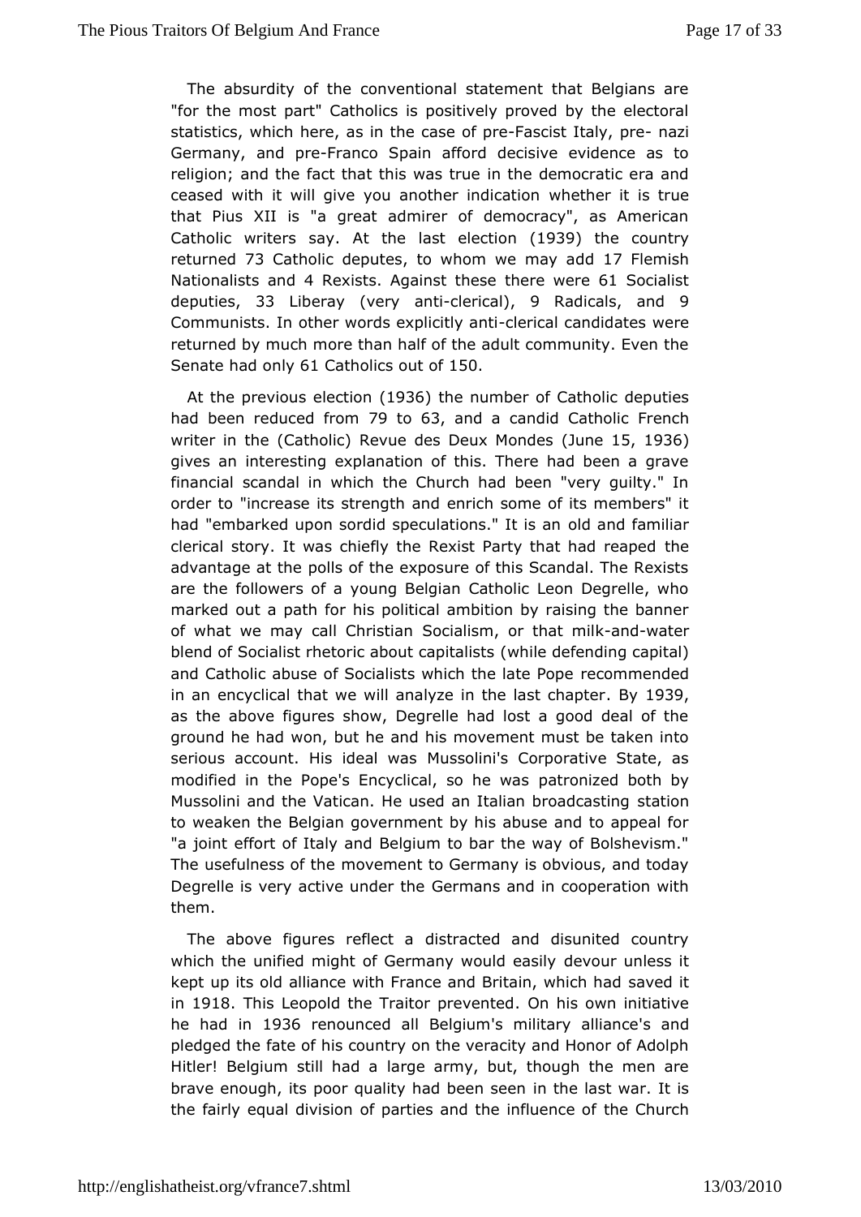The absurdity of the conventional statement that Belgians are "for the most part" Catholics is positively proved by the electoral statistics, which here, as in the case of pre-Fascist Italy, pre- nazi Germany, and pre-Franco Spain afford decisive evidence as to religion; and the fact that this was true in the democratic era and ceased with it will give you another indication whether it is true that Pius XII is "a great admirer of democracy", as American Catholic writers say. At the last election (1939) the country returned 73 Catholic deputes, to whom we may add 17 Flemish Nationalists and 4 Rexists. Against these there were 61 Socialist deputies, 33 Liberay (very anti-clerical), 9 Radicals, and 9 Communists. In other words explicitly anti-clerical candidates were returned by much more than half of the adult community. Even the Senate had only 61 Catholics out of 150.

At the previous election (1936) the number of Catholic deputies had been reduced from 79 to 63, and a candid Catholic French writer in the (Catholic) Revue des Deux Mondes (June 15, 1936) gives an interesting explanation of this. There had been a grave financial scandal in which the Church had been "very guilty." In order to "increase its strength and enrich some of its members" it had "embarked upon sordid speculations." It is an old and familiar clerical story. It was chiefly the Rexist Party that had reaped the advantage at the polls of the exposure of this Scandal. The Rexists are the followers of a young Belgian Catholic Leon Degrelle, who marked out a path for his political ambition by raising the banner of what we may call Christian Socialism, or that milk-and-water blend of Socialist rhetoric about capitalists (while defending capital) and Catholic abuse of Socialists which the late Pope recommended in an encyclical that we will analyze in the last chapter. By 1939, as the above figures show, Degrelle had lost a good deal of the ground he had won, but he and his movement must be taken into serious account. His ideal was Mussolini's Corporative State, as modified in the Pope's Encyclical, so he was patronized both by Mussolini and the Vatican. He used an Italian broadcasting station to weaken the Belgian government by his abuse and to appeal for "a joint effort of Italy and Belgium to bar the way of Bolshevism." The usefulness of the movement to Germany is obvious, and today Degrelle is very active under the Germans and in cooperation with them.

The above figures reflect a distracted and disunited country which the unified might of Germany would easily devour unless it kept up its old alliance with France and Britain, which had saved it in 1918. This Leopold the Traitor prevented. On his own initiative he had in 1936 renounced all Belgium's military alliance's and pledged the fate of his country on the veracity and Honor of Adolph Hitler! Belgium still had a large army, but, though the men are brave enough, its poor quality had been seen in the last war. It is the fairly equal division of parties and the influence of the Church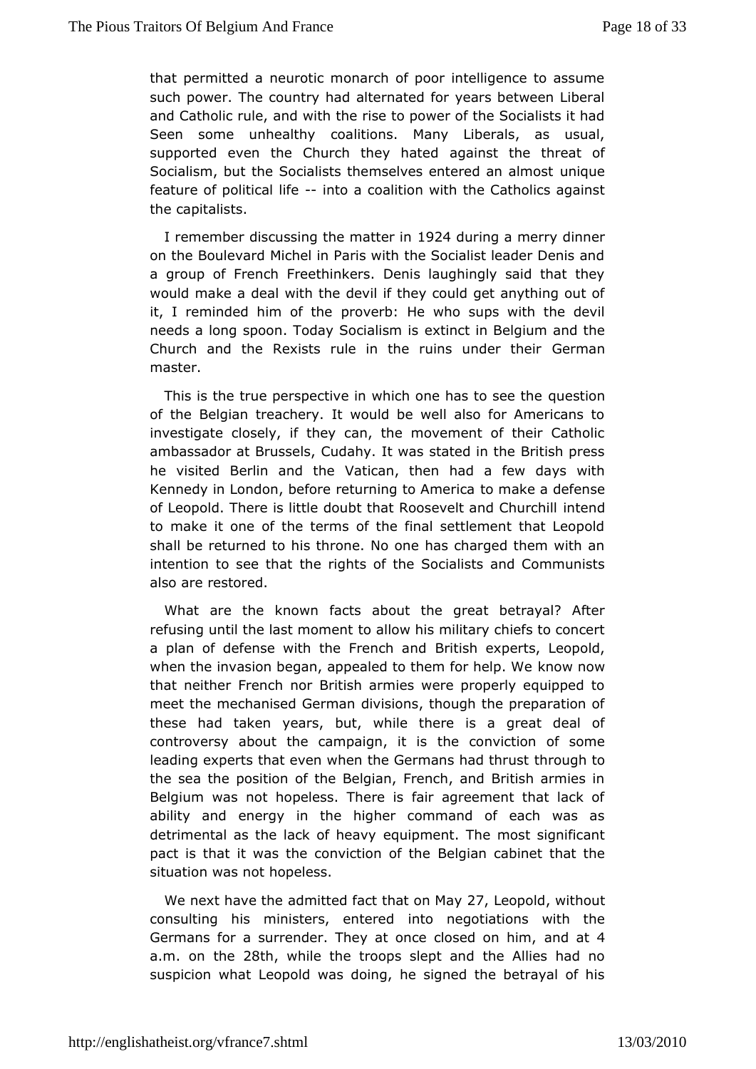that permitted a neurotic monarch of poor intelligence to assume such power. The country had alternated for years between Liberal and Catholic rule, and with the rise to power of the Socialists it had Seen some unhealthy coalitions. Many Liberals, as usual, supported even the Church they hated against the threat of Socialism, but the Socialists themselves entered an almost unique feature of political life -- into a coalition with the Catholics against the capitalists.

I remember discussing the matter in 1924 during a merry dinner on the Boulevard Michel in Paris with the Socialist leader Denis and a group of French Freethinkers. Denis laughingly said that they would make a deal with the devil if they could get anything out of it, I reminded him of the proverb: He who sups with the devil needs a long spoon. Today Socialism is extinct in Belgium and the Church and the Rexists rule in the ruins under their German master.

This is the true perspective in which one has to see the question of the Belgian treachery. It would be well also for Americans to investigate closely, if they can, the movement of their Catholic ambassador at Brussels, Cudahy. It was stated in the British press he visited Berlin and the Vatican, then had a few days with Kennedy in London, before returning to America to make a defense of Leopold. There is little doubt that Roosevelt and Churchill intend to make it one of the terms of the final settlement that Leopold shall be returned to his throne. No one has charged them with an intention to see that the rights of the Socialists and Communists also are restored.

What are the known facts about the great betrayal? After refusing until the last moment to allow his military chiefs to concert a plan of defense with the French and British experts, Leopold, when the invasion began, appealed to them for help. We know now that neither French nor British armies were properly equipped to meet the mechanised German divisions, though the preparation of these had taken years, but, while there is a great deal of controversy about the campaign, it is the conviction of some leading experts that even when the Germans had thrust through to the sea the position of the Belgian, French, and British armies in Belgium was not hopeless. There is fair agreement that lack of ability and energy in the higher command of each was as detrimental as the lack of heavy equipment. The most significant pact is that it was the conviction of the Belgian cabinet that the situation was not hopeless.

We next have the admitted fact that on May 27, Leopold, without consulting his ministers, entered into negotiations with the Germans for a surrender. They at once closed on him, and at 4 a.m. on the 28th, while the troops slept and the Allies had no suspicion what Leopold was doing, he signed the betrayal of his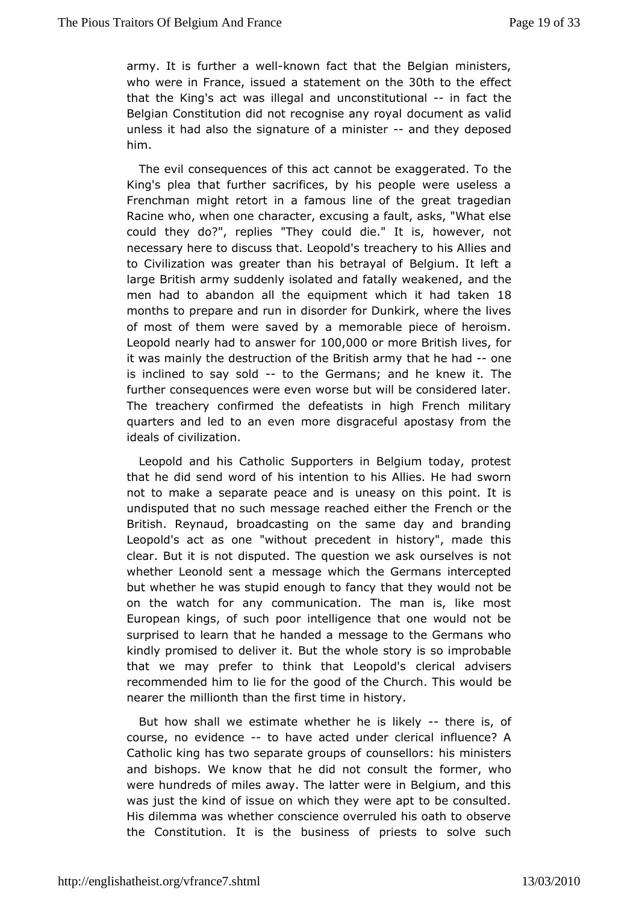army. It is further a well-known fact that the Belgian ministers, who were in France, issued a statement on the 30th to the effect that the King's act was illegal and unconstitutional -- in fact the Belgian Constitution did not recognise any royal document as valid unless it had also the signature of a minister -- and they deposed him.

The evil consequences of this act cannot be exaggerated. To the King's plea that further sacrifices, by his people were useless a Frenchman might retort in a famous line of the great tragedian Racine who, when one character, excusing a fault, asks, "What else could they do?", replies "They could die." It is, however, not necessary here to discuss that. Leopold's treachery to his Allies and to Civilization was greater than his betrayal of Belgium. It left a large British army suddenly isolated and fatally weakened, and the men had to abandon all the equipment which it had taken 18 months to prepare and run in disorder for Dunkirk, where the lives of most of them were saved by a memorable piece of heroism. Leopold nearly had to answer for 100,000 or more British lives, for it was mainly the destruction of the British army that he had -- one is inclined to say sold -- to the Germans; and he knew it. The further consequences were even worse but will be considered later. The treachery confirmed the defeatists in high French military quarters and led to an even more disgraceful apostasy from the ideals of civilization.

Leopold and his Catholic Supporters in Belgium today, protest that he did send word of his intention to his Allies. He had sworn not to make a separate peace and is uneasy on this point. It is undisputed that no such message reached either the French or the British. Reynaud, broadcasting on the same day and branding Leopold's act as one "without precedent in history", made this clear. But it is not disputed. The question we ask ourselves is not whether Leonold sent a message which the Germans intercepted but whether he was stupid enough to fancy that they would not be on the watch for any communication. The man is, like most European kings, of such poor intelligence that one would not be surprised to learn that he handed a message to the Germans who kindly promised to deliver it. But the whole story is so improbable that we may prefer to think that Leopold's clerical advisers recommended him to lie for the good of the Church. This would be nearer the millionth than the first time in history.

But how shall we estimate whether he is likely -- there is, of course, no evidence -- to have acted under clerical influence? A Catholic king has two separate groups of counsellors: his ministers and bishops. We know that he did not consult the former, who were hundreds of miles away. The latter were in Belgium, and this was just the kind of issue on which they were apt to be consulted. His dilemma was whether conscience overruled his oath to observe the Constitution. It is the business of priests to solve such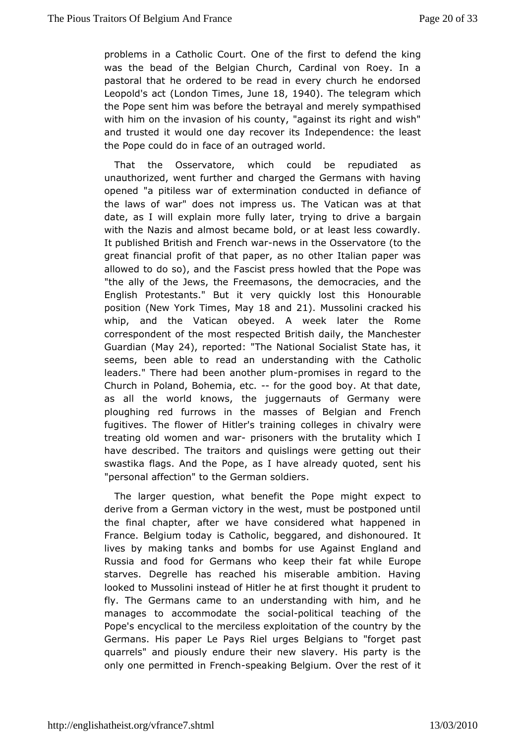problems in a Catholic Court. One of the first to defend the king was the bead of the Belgian Church, Cardinal von Roey. In a pastoral that he ordered to be read in every church he endorsed Leopold's act (London Times, June 18, 1940). The telegram which the Pope sent him was before the betrayal and merely sympathised with him on the invasion of his county, "against its right and wish" and trusted it would one day recover its Independence: the least the Pope could do in face of an outraged world.

That the Osservatore, which could be repudiated as unauthorized, went further and charged the Germans with having opened "a pitiless war of extermination conducted in defiance of the laws of war" does not impress us. The Vatican was at that date, as I will explain more fully later, trying to drive a bargain with the Nazis and almost became bold, or at least less cowardly. It published British and French war-news in the Osservatore (to the great financial profit of that paper, as no other Italian paper was allowed to do so), and the Fascist press howled that the Pope was "the ally of the Jews, the Freemasons, the democracies, and the English Protestants." But it very quickly lost this Honourable position (New York Times, May 18 and 21). Mussolini cracked his whip, and the Vatican obeyed. A week later the Rome correspondent of the most respected British daily, the Manchester Guardian (May 24), reported: "The National Socialist State has, it seems, been able to read an understanding with the Catholic leaders." There had been another plum-promises in regard to the Church in Poland, Bohemia, etc. -- for the good boy. At that date, as all the world knows, the juggernauts of Germany were ploughing red furrows in the masses of Belgian and French fugitives. The flower of Hitler's training colleges in chivalry were treating old women and war- prisoners with the brutality which I have described. The traitors and quislings were getting out their swastika flags. And the Pope, as I have already quoted, sent his "personal affection" to the German soldiers.

The larger question, what benefit the Pope might expect to derive from a German victory in the west, must be postponed until the final chapter, after we have considered what happened in France. Belgium today is Catholic, beggared, and dishonoured. It lives by making tanks and bombs for use Against England and Russia and food for Germans who keep their fat while Europe starves. Degrelle has reached his miserable ambition. Having looked to Mussolini instead of Hitler he at first thought it prudent to fly. The Germans came to an understanding with him, and he manages to accommodate the social-political teaching of the Pope's encyclical to the merciless exploitation of the country by the Germans. His paper Le Pays Riel urges Belgians to "forget past quarrels" and piously endure their new slavery. His party is the only one permitted in French-speaking Belgium. Over the rest of it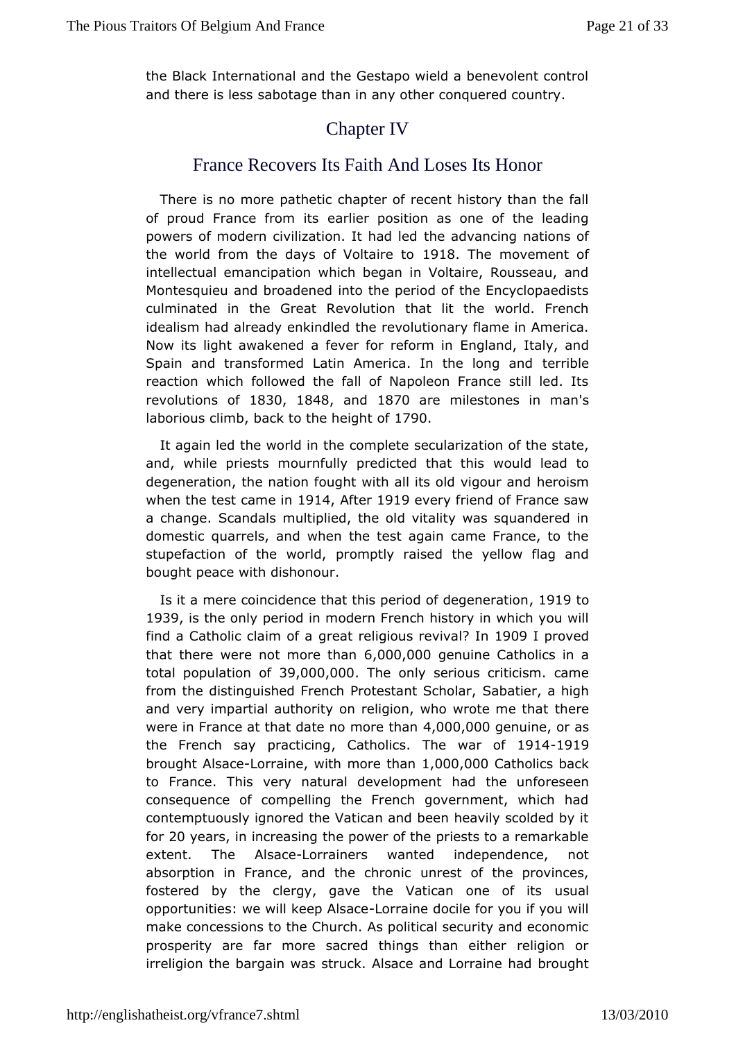the Black International and the Gestapo wield a benevolent control and there is less sabotage than in any other conquered country.

## Chapter IV

## France Recovers Its Faith And Loses Its Honor

There is no more pathetic chapter of recent history than the fall of proud France from its earlier position as one of the leading powers of modern civilization. It had led the advancing nations of the world from the days of Voltaire to 1918. The movement of intellectual emancipation which began in Voltaire, Rousseau, and Montesquieu and broadened into the period of the Encyclopaedists culminated in the Great Revolution that lit the world. French idealism had already enkindled the revolutionary flame in America. Now its light awakened a fever for reform in England, Italy, and Spain and transformed Latin America. In the long and terrible reaction which followed the fall of Napoleon France still led. Its revolutions of 1830, 1848, and 1870 are milestones in man's laborious climb, back to the height of 1790.

It again led the world in the complete secularization of the state, and, while priests mournfully predicted that this would lead to degeneration, the nation fought with all its old vigour and heroism when the test came in 1914, After 1919 every friend of France saw a change. Scandals multiplied, the old vitality was squandered in domestic quarrels, and when the test again came France, to the stupefaction of the world, promptly raised the yellow flag and bought peace with dishonour.

Is it a mere coincidence that this period of degeneration, 1919 to 1939, is the only period in modern French history in which you will find a Catholic claim of a great religious revival? In 1909 I proved that there were not more than 6,000,000 genuine Catholics in a total population of 39,000,000. The only serious criticism. came from the distinguished French Protestant Scholar, Sabatier, a high and very impartial authority on religion, who wrote me that there were in France at that date no more than 4,000,000 genuine, or as the French say practicing, Catholics. The war of 1914-1919 brought Alsace-Lorraine, with more than 1,000,000 Catholics back to France. This very natural development had the unforeseen consequence of compelling the French government, which had contemptuously ignored the Vatican and been heavily scolded by it for 20 years, in increasing the power of the priests to a remarkable extent. The Alsace-Lorrainers wanted independence, not absorption in France, and the chronic unrest of the provinces, fostered by the clergy, gave the Vatican one of its usual opportunities: we will keep Alsace-Lorraine docile for you if you will make concessions to the Church. As political security and economic prosperity are far more sacred things than either religion or irreligion the bargain was struck. Alsace and Lorraine had brought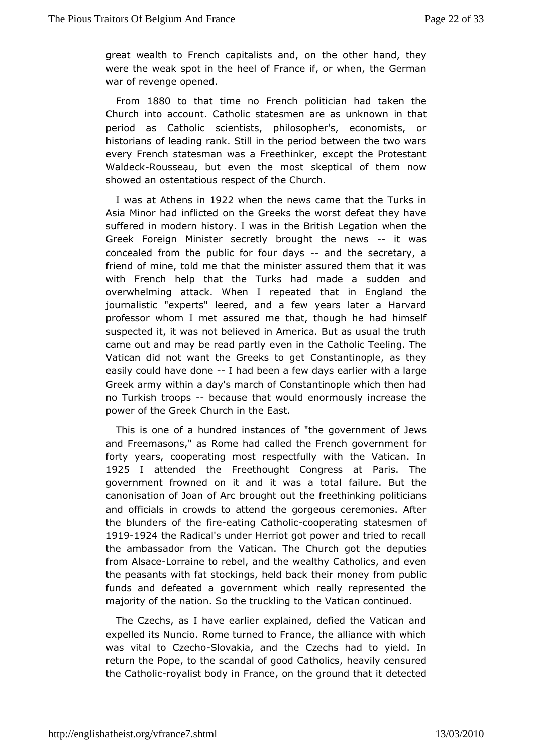great wealth to French capitalists and, on the other hand, they were the weak spot in the heel of France if, or when, the German war of revenge opened.

From 1880 to that time no French politician had taken the Church into account. Catholic statesmen are as unknown in that period as Catholic scientists, philosopher's, economists, or historians of leading rank. Still in the period between the two wars every French statesman was a Freethinker, except the Protestant Waldeck-Rousseau, but even the most skeptical of them now showed an ostentatious respect of the Church.

I was at Athens in 1922 when the news came that the Turks in Asia Minor had inflicted on the Greeks the worst defeat they have suffered in modern history. I was in the British Legation when the Greek Foreign Minister secretly brought the news -- it was concealed from the public for four days -- and the secretary, a friend of mine, told me that the minister assured them that it was with French help that the Turks had made a sudden and overwhelming attack. When I repeated that in England the journalistic "experts" leered, and a few years later a Harvard professor whom I met assured me that, though he had himself suspected it, it was not believed in America. But as usual the truth came out and may be read partly even in the Catholic Teeling. The Vatican did not want the Greeks to get Constantinople, as they easily could have done -- I had been a few days earlier with a large Greek army within a day's march of Constantinople which then had no Turkish troops -- because that would enormously increase the power of the Greek Church in the East.

This is one of a hundred instances of "the government of Jews and Freemasons," as Rome had called the French government for forty years, cooperating most respectfully with the Vatican. In 1925 I attended the Freethought Congress at Paris. The government frowned on it and it was a total failure. But the canonisation of Joan of Arc brought out the freethinking politicians and officials in crowds to attend the gorgeous ceremonies. After the blunders of the fire-eating Catholic-cooperating statesmen of 1919-1924 the Radical's under Herriot got power and tried to recall the ambassador from the Vatican. The Church got the deputies from Alsace-Lorraine to rebel, and the wealthy Catholics, and even the peasants with fat stockings, held back their money from public funds and defeated a government which really represented the majority of the nation. So the truckling to the Vatican continued.

The Czechs, as I have earlier explained, defied the Vatican and expelled its Nuncio. Rome turned to France, the alliance with which was vital to Czecho-Slovakia, and the Czechs had to yield. In return the Pope, to the scandal of good Catholics, heavily censured the Catholic-royalist body in France, on the ground that it detected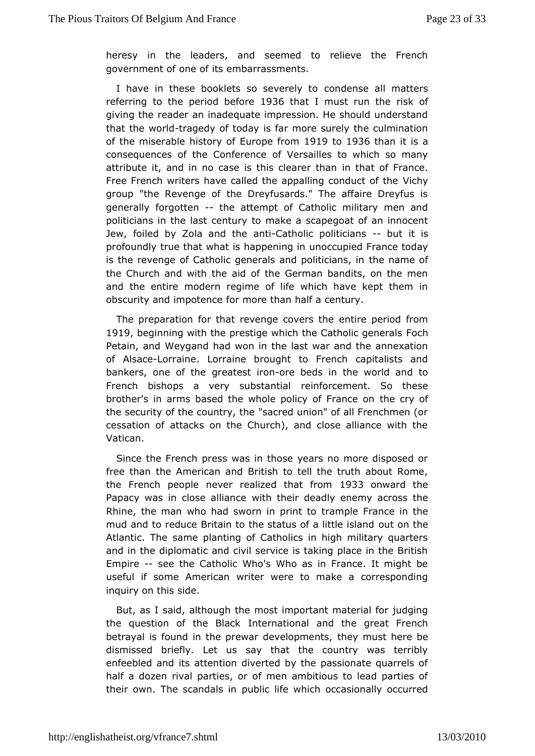heresy in the leaders, and seemed to relieve the French government of one of its embarrassments.

I have in these booklets so severely to condense all matters referring to the period before 1936 that I must run the risk of giving the reader an inadequate impression. He should understand that the world-tragedy of today is far more surely the culmination of the miserable history of Europe from 1919 to 1936 than it is a consequences of the Conference of Versailles to which so many attribute it, and in no case is this clearer than in that of France. Free French writers have called the appalling conduct of the Vichy group "the Revenge of the Dreyfusards." The affaire Dreyfus is generally forgotten -- the attempt of Catholic military men and politicians in the last century to make a scapegoat of an innocent Jew, foiled by Zola and the anti-Catholic politicians -- but it is profoundly true that what is happening in unoccupied France today is the revenge of Catholic generals and politicians, in the name of the Church and with the aid of the German bandits, on the men and the entire modern regime of life which have kept them in obscurity and impotence for more than half a century.

The preparation for that revenge covers the entire period from 1919, beginning with the prestige which the Catholic generals Foch Petain, and Weygand had won in the last war and the annexation of Alsace-Lorraine. Lorraine brought to French capitalists and bankers, one of the greatest iron-ore beds in the world and to French bishops a very substantial reinforcement. So these brother's in arms based the whole policy of France on the cry of the security of the country, the "sacred union" of all Frenchmen (or cessation of attacks on the Church), and close alliance with the Vatican.

Since the French press was in those years no more disposed or free than the American and British to tell the truth about Rome, the French people never realized that from 1933 onward the Papacy was in close alliance with their deadly enemy across the Rhine, the man who had sworn in print to trample France in the mud and to reduce Britain to the status of a little island out on the Atlantic. The same planting of Catholics in high military quarters and in the diplomatic and civil service is taking place in the British Empire -- see the Catholic Who's Who as in France. It might be useful if some American writer were to make a corresponding inquiry on this side.

But, as I said, although the most important material for judging the question of the Black International and the great French betrayal is found in the prewar developments, they must here be dismissed briefly. Let us say that the country was terribly enfeebled and its attention diverted by the passionate quarrels of half a dozen rival parties, or of men ambitious to lead parties of their own. The scandals in public life which occasionally occurred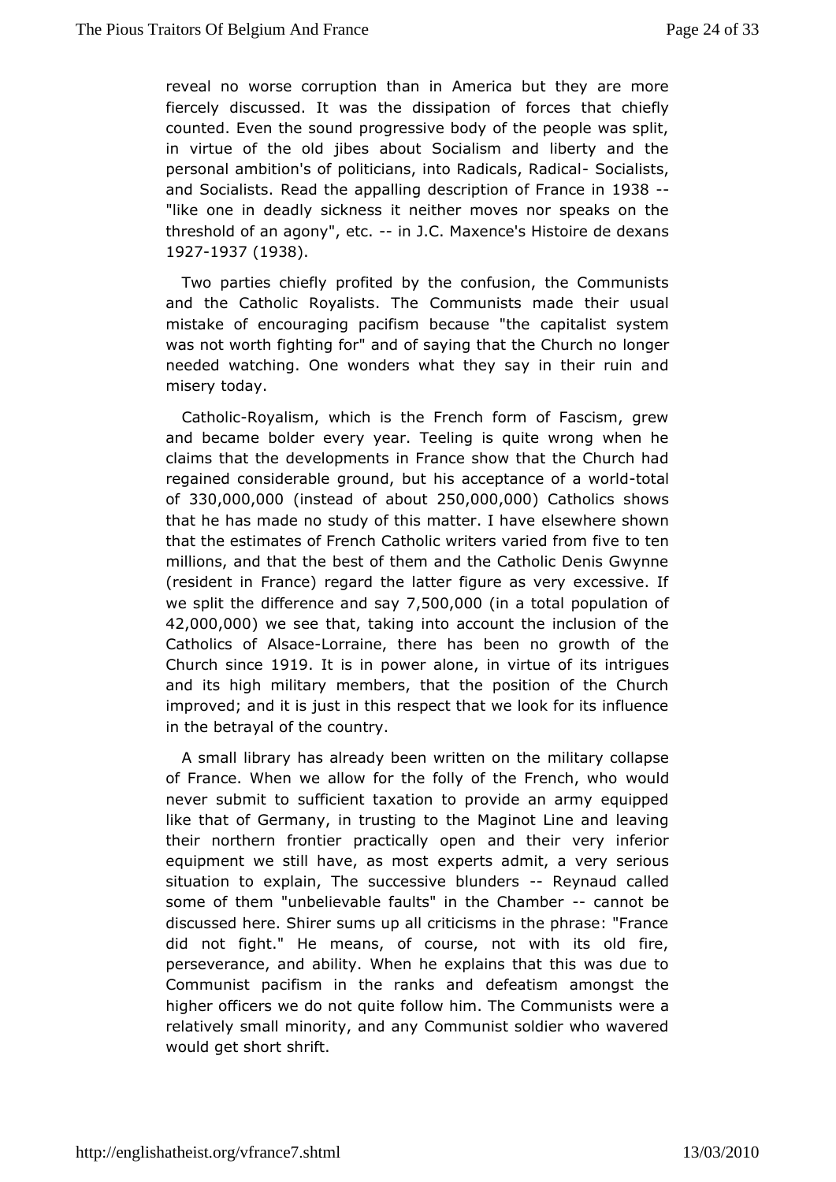reveal no worse corruption than in America but they are more fiercely discussed. It was the dissipation of forces that chiefly counted. Even the sound progressive body of the people was split, in virtue of the old jibes about Socialism and liberty and the personal ambition's of politicians, into Radicals, Radical- Socialists, and Socialists. Read the appalling description of France in 1938 -- "like one in deadly sickness it neither moves nor speaks on the threshold of an agony", etc. -- in J.C. Maxence's Histoire de dexans 1927-1937 (1938).

Two parties chiefly profited by the confusion, the Communists and the Catholic Royalists. The Communists made their usual mistake of encouraging pacifism because "the capitalist system was not worth fighting for" and of saying that the Church no longer needed watching. One wonders what they say in their ruin and misery today.

Catholic-Royalism, which is the French form of Fascism, grew and became bolder every year. Teeling is quite wrong when he claims that the developments in France show that the Church had regained considerable ground, but his acceptance of a world-total of 330,000,000 (instead of about 250,000,000) Catholics shows that he has made no study of this matter. I have elsewhere shown that the estimates of French Catholic writers varied from five to ten millions, and that the best of them and the Catholic Denis Gwynne (resident in France) regard the latter figure as very excessive. If we split the difference and say 7,500,000 (in a total population of 42,000,000) we see that, taking into account the inclusion of the Catholics of Alsace-Lorraine, there has been no growth of the Church since 1919. It is in power alone, in virtue of its intrigues and its high military members, that the position of the Church improved; and it is just in this respect that we look for its influence in the betrayal of the country.

A small library has already been written on the military collapse of France. When we allow for the folly of the French, who would never submit to sufficient taxation to provide an army equipped like that of Germany, in trusting to the Maginot Line and leaving their northern frontier practically open and their very inferior equipment we still have, as most experts admit, a very serious situation to explain, The successive blunders -- Reynaud called some of them "unbelievable faults" in the Chamber -- cannot be discussed here. Shirer sums up all criticisms in the phrase: "France did not fight." He means, of course, not with its old fire, perseverance, and ability. When he explains that this was due to Communist pacifism in the ranks and defeatism amongst the higher officers we do not quite follow him. The Communists were a relatively small minority, and any Communist soldier who wavered would get short shrift.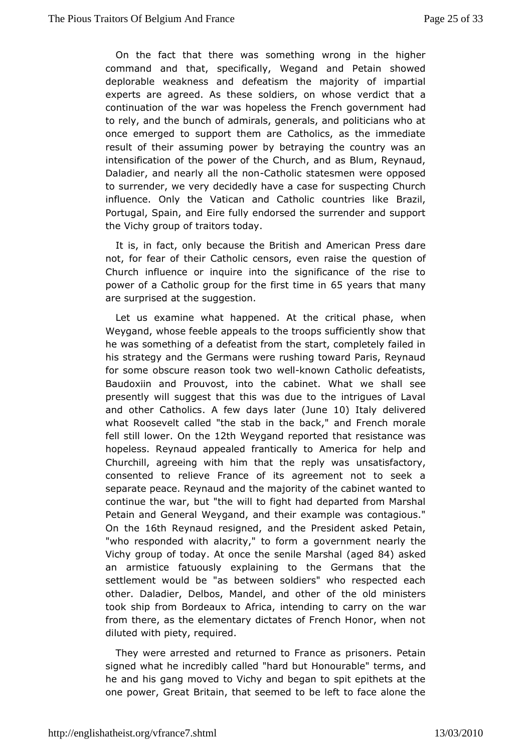On the fact that there was something wrong in the higher command and that, specifically, Wegand and Petain showed deplorable weakness and defeatism the majority of impartial experts are agreed. As these soldiers, on whose verdict that a continuation of the war was hopeless the French government had to rely, and the bunch of admirals, generals, and politicians who at once emerged to support them are Catholics, as the immediate result of their assuming power by betraying the country was an intensification of the power of the Church, and as Blum, Reynaud, Daladier, and nearly all the non-Catholic statesmen were opposed to surrender, we very decidedly have a case for suspecting Church influence. Only the Vatican and Catholic countries like Brazil, Portugal, Spain, and Eire fully endorsed the surrender and support the Vichy group of traitors today.

It is, in fact, only because the British and American Press dare not, for fear of their Catholic censors, even raise the question of Church influence or inquire into the significance of the rise to power of a Catholic group for the first time in 65 years that many are surprised at the suggestion.

Let us examine what happened. At the critical phase, when Weygand, whose feeble appeals to the troops sufficiently show that he was something of a defeatist from the start, completely failed in his strategy and the Germans were rushing toward Paris, Reynaud for some obscure reason took two well-known Catholic defeatists, Baudoxiin and Prouvost, into the cabinet. What we shall see presently will suggest that this was due to the intrigues of Laval and other Catholics. A few days later (June 10) Italy delivered what Roosevelt called "the stab in the back," and French morale fell still lower. On the 12th Weygand reported that resistance was hopeless. Reynaud appealed frantically to America for help and Churchill, agreeing with him that the reply was unsatisfactory, consented to relieve France of its agreement not to seek a separate peace. Reynaud and the majority of the cabinet wanted to continue the war, but "the will to fight had departed from Marshal Petain and General Weygand, and their example was contagious." On the 16th Reynaud resigned, and the President asked Petain, "who responded with alacrity," to form a government nearly the Vichy group of today. At once the senile Marshal (aged 84) asked an armistice fatuously explaining to the Germans that the settlement would be "as between soldiers" who respected each other. Daladier, Delbos, Mandel, and other of the old ministers took ship from Bordeaux to Africa, intending to carry on the war from there, as the elementary dictates of French Honor, when not diluted with piety, required.

They were arrested and returned to France as prisoners. Petain signed what he incredibly called "hard but Honourable" terms, and he and his gang moved to Vichy and began to spit epithets at the one power, Great Britain, that seemed to be left to face alone the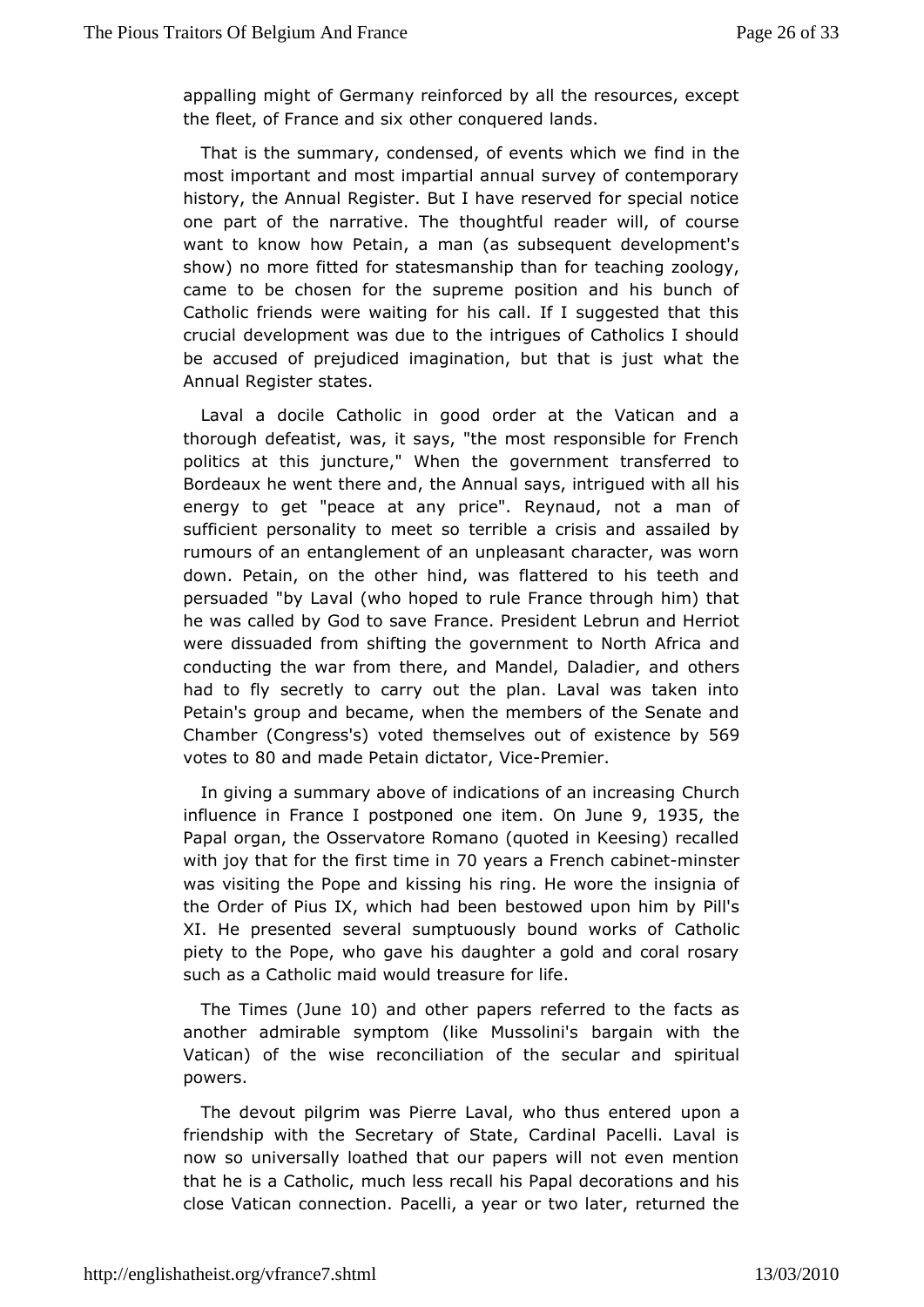appalling might of Germany reinforced by all the resources, except the fleet, of France and six other conquered lands.

That is the summary, condensed, of events which we find in the most important and most impartial annual survey of contemporary history, the Annual Register. But I have reserved for special notice one part of the narrative. The thoughtful reader will, of course want to know how Petain, a man (as subsequent development's show) no more fitted for statesmanship than for teaching zoology, came to be chosen for the supreme position and his bunch of Catholic friends were waiting for his call. If I suggested that this crucial development was due to the intrigues of Catholics I should be accused of prejudiced imagination, but that is just what the Annual Register states.

Laval a docile Catholic in good order at the Vatican and a thorough defeatist, was, it says, "the most responsible for French politics at this juncture," When the government transferred to Bordeaux he went there and, the Annual says, intrigued with all his energy to get "peace at any price". Reynaud, not a man of sufficient personality to meet so terrible a crisis and assailed by rumours of an entanglement of an unpleasant character, was worn down. Petain, on the other hind, was flattered to his teeth and persuaded "by Laval (who hoped to rule France through him) that he was called by God to save France. President Lebrun and Herriot were dissuaded from shifting the government to North Africa and conducting the war from there, and Mandel, Daladier, and others had to fly secretly to carry out the plan. Laval was taken into Petain's group and became, when the members of the Senate and Chamber (Congress's) voted themselves out of existence by 569 votes to 80 and made Petain dictator, Vice-Premier.

In giving a summary above of indications of an increasing Church influence in France I postponed one item. On June 9, 1935, the Papal organ, the Osservatore Romano (quoted in Keesing) recalled with joy that for the first time in 70 years a French cabinet-minster was visiting the Pope and kissing his ring. He wore the insignia of the Order of Pius IX, which had been bestowed upon him by Pill's XI. He presented several sumptuously bound works of Catholic piety to the Pope, who gave his daughter a gold and coral rosary such as a Catholic maid would treasure for life.

The Times (June 10) and other papers referred to the facts as another admirable symptom (like Mussolini's bargain with the Vatican) of the wise reconciliation of the secular and spiritual powers.

The devout pilgrim was Pierre Laval, who thus entered upon a friendship with the Secretary of State, Cardinal Pacelli. Laval is now so universally loathed that our papers will not even mention that he is a Catholic, much less recall his Papal decorations and his close Vatican connection. Pacelli, a year or two later, returned the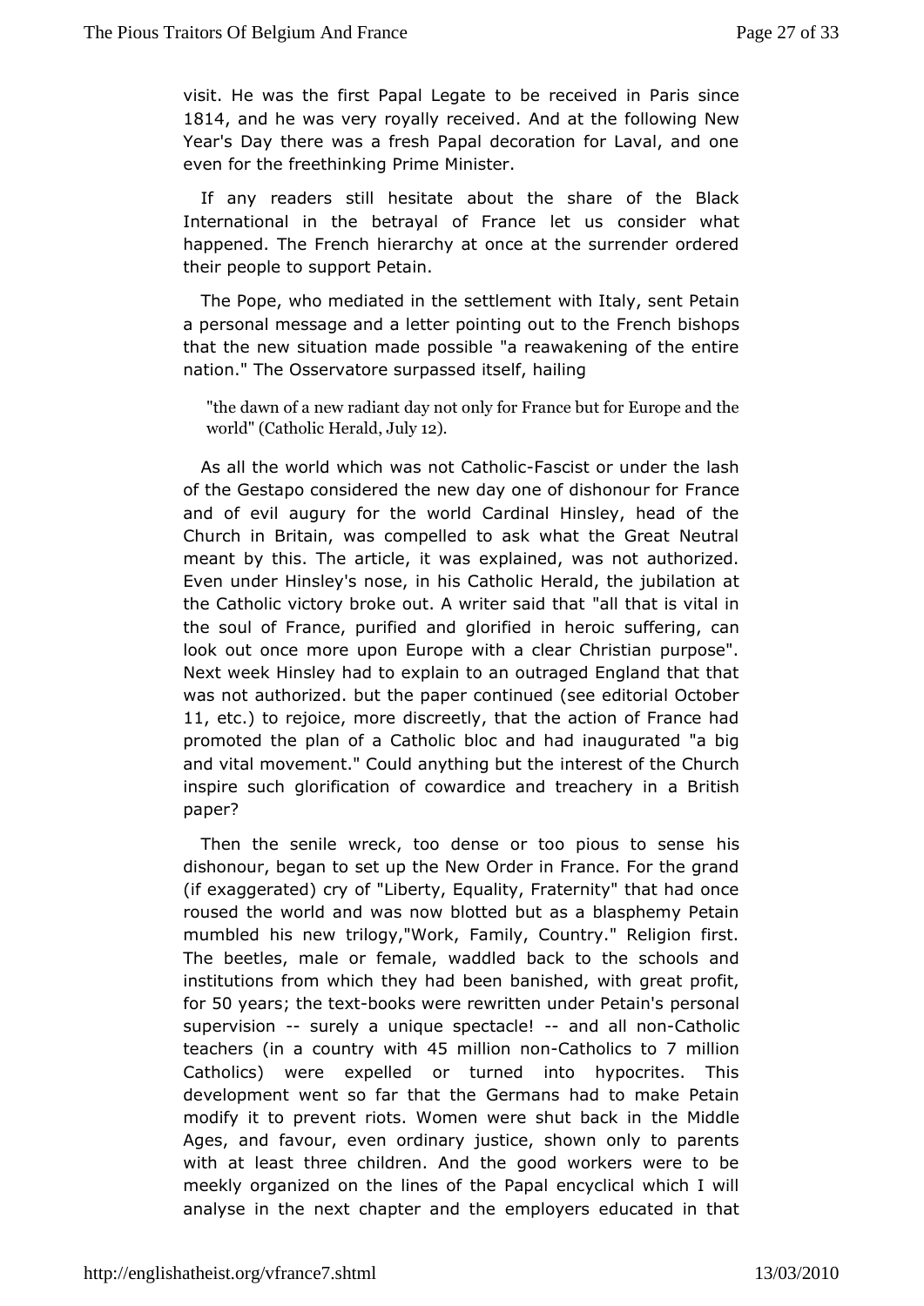visit. He was the first Papal Legate to be received in Paris since 1814, and he was very royally received. And at the following New Year's Day there was a fresh Papal decoration for Laval, and one even for the freethinking Prime Minister.

If any readers still hesitate about the share of the Black International in the betrayal of France let us consider what happened. The French hierarchy at once at the surrender ordered their people to support Petain.

The Pope, who mediated in the settlement with Italy, sent Petain a personal message and a letter pointing out to the French bishops that the new situation made possible "a reawakening of the entire nation." The Osservatore surpassed itself, hailing

> "the dawn of a new radiant day not only for France but for Europe and the world" (Catholic Herald, July 12).

As all the world which was not Catholic-Fascist or under the lash of the Gestapo considered the new day one of dishonour for France and of evil augury for the world Cardinal Hinsley, head of the Church in Britain, was compelled to ask what the Great Neutral meant by this. The article, it was explained, was not authorized. Even under Hinsley's nose, in his Catholic Herald, the jubilation at the Catholic victory broke out. A writer said that "all that is vital in the soul of France, purified and glorified in heroic suffering, can look out once more upon Europe with a clear Christian purpose". Next week Hinsley had to explain to an outraged England that that was not authorized. but the paper continued (see editorial October 11, etc.) to rejoice, more discreetly, that the action of France had promoted the plan of a Catholic bloc and had inaugurated "a big and vital movement." Could anything but the interest of the Church inspire such glorification of cowardice and treachery in a British paper?

Then the senile wreck, too dense or too pious to sense his dishonour, began to set up the New Order in France. For the grand (if exaggerated) cry of "Liberty, Equality, Fraternity" that had once roused the world and was now blotted but as a blasphemy Petain mumbled his new trilogy,"Work, Family, Country." Religion first. The beetles, male or female, waddled back to the schools and institutions from which they had been banished, with great profit, for 50 years; the text-books were rewritten under Petain's personal supervision -- surely a unique spectacle! -- and all non-Catholic teachers (in a country with 45 million non-Catholics to 7 million Catholics) were expelled or turned into hypocrites. This development went so far that the Germans had to make Petain modify it to prevent riots. Women were shut back in the Middle Ages, and favour, even ordinary justice, shown only to parents with at least three children. And the good workers were to be meekly organized on the lines of the Papal encyclical which I will analyse in the next chapter and the employers educated in that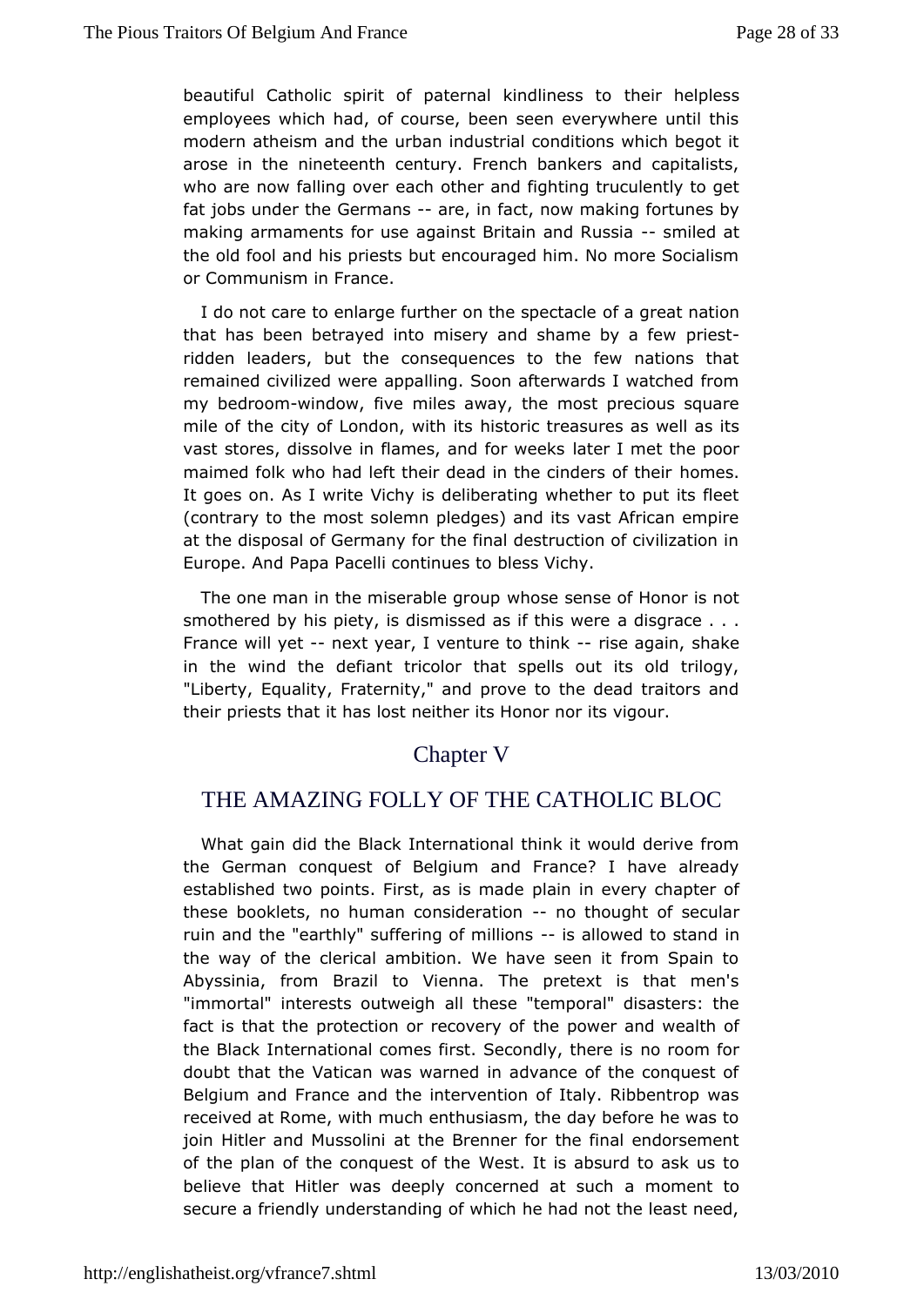beautiful Catholic spirit of paternal kindliness to their helpless employees which had, of course, been seen everywhere until this modern atheism and the urban industrial conditions which begot it arose in the nineteenth century. French bankers and capitalists, who are now falling over each other and fighting truculently to get fat jobs under the Germans -- are, in fact, now making fortunes by making armaments for use against Britain and Russia -- smiled at the old fool and his priests but encouraged him. No more Socialism or Communism in France.

I do not care to enlarge further on the spectacle of a great nation that has been betrayed into misery and shame by a few priest-ridden leaders, but the consequences to the few nations that remained civilized were appalling. Soon afterwards I watched from my bedroom-window, five miles away, the most precious square mile of the city of London, with its historic treasures as well as its vast stores, dissolve in flames, and for weeks later I met the poor maimed folk who had left their dead in the cinders of their homes. It goes on. As I write Vichy is deliberating whether to put its fleet (contrary to the most solemn pledges) and its vast African empire at the disposal of Germany for the final destruction of civilization in Europe. And Papa Pacelli continues to bless Vichy.

The one man in the miserable group whose sense of Honor is not smothered by his piety, is dismissed as if this were a disgrace . . . France will yet -- next year, I venture to think -- rise again, shake in the wind the defiant tricolor that spells out its old trilogy, "Liberty, Equality, Fraternity," and prove to the dead traitors and their priests that it has lost neither its Honor nor its vigour.

## Chapter V

## THE AMAZING FOLLY OF THE CATHOLIC BLOC

What gain did the Black International think it would derive from the German conquest of Belgium and France? I have already established two points. First, as is made plain in every chapter of these booklets, no human consideration -- no thought of secular ruin and the "earthly" suffering of millions -- is allowed to stand in the way of the clerical ambition. We have seen it from Spain to Abyssinia, from Brazil to Vienna. The pretext is that men's "immortal" interests outweigh all these "temporal" disasters: the fact is that the protection or recovery of the power and wealth of the Black International comes first. Secondly, there is no room for doubt that the Vatican was warned in advance of the conquest of Belgium and France and the intervention of Italy. Ribbentrop was received at Rome, with much enthusiasm, the day before he was to join Hitler and Mussolini at the Brenner for the final endorsement of the plan of the conquest of the West. It is absurd to ask us to believe that Hitler was deeply concerned at such a moment to secure a friendly understanding of which he had not the least need,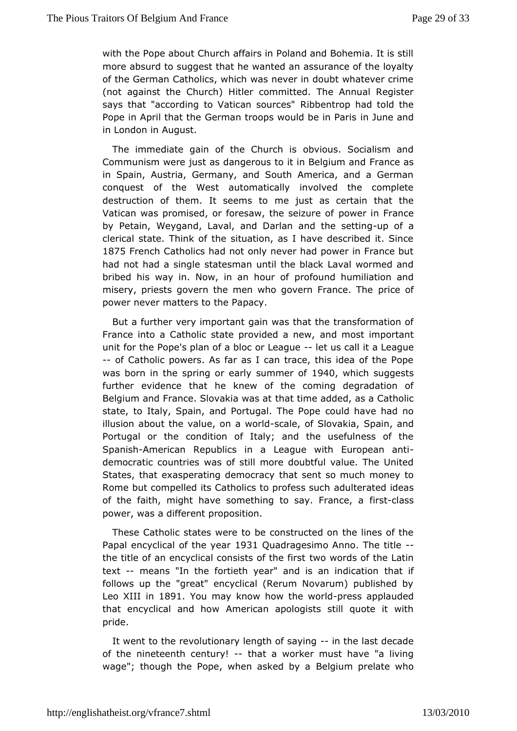with the Pope about Church affairs in Poland and Bohemia. It is still more absurd to suggest that he wanted an assurance of the loyalty of the German Catholics, which was never in doubt whatever crime (not against the Church) Hitler committed. The Annual Register says that "according to Vatican sources" Ribbentrop had told the Pope in April that the German troops would be in Paris in June and in London in August.

The immediate gain of the Church is obvious. Socialism and Communism were just as dangerous to it in Belgium and France as in Spain, Austria, Germany, and South America, and a German conquest of the West automatically involved the complete destruction of them. It seems to me just as certain that the Vatican was promised, or foresaw, the seizure of power in France by Petain, Weygand, Laval, and Darlan and the setting-up of a clerical state. Think of the situation, as I have described it. Since 1875 French Catholics had not only never had power in France but had not had a single statesman until the black Laval wormed and bribed his way in. Now, in an hour of profound humiliation and misery, priests govern the men who govern France. The price of power never matters to the Papacy.

But a further very important gain was that the transformation of France into a Catholic state provided a new, and most important unit for the Pope's plan of a bloc or League -- let us call it a League -- of Catholic powers. As far as I can trace, this idea of the Pope was born in the spring or early summer of 1940, which suggests further evidence that he knew of the coming degradation of Belgium and France. Slovakia was at that time added, as a Catholic state, to Italy, Spain, and Portugal. The Pope could have had no illusion about the value, on a world-scale, of Slovakia, Spain, and Portugal or the condition of Italy; and the usefulness of the Spanish-American Republics in a League with European anti-democratic countries was of still more doubtful value. The United States, that exasperating democracy that sent so much money to Rome but compelled its Catholics to profess such adulterated ideas of the faith, might have something to say. France, a first-class power, was a different proposition.

These Catholic states were to be constructed on the lines of the Papal encyclical of the year 1931 Quadragesimo Anno. The title -- the title of an encyclical consists of the first two words of the Latin text -- means "In the fortieth year" and is an indication that if follows up the "great" encyclical (Rerum Novarum) published by Leo XIII in 1891. You may know how the world-press applauded that encyclical and how American apologists still quote it with pride.

It went to the revolutionary length of saying -- in the last decade of the nineteenth century! -- that a worker must have "a living wage"; though the Pope, when asked by a Belgium prelate who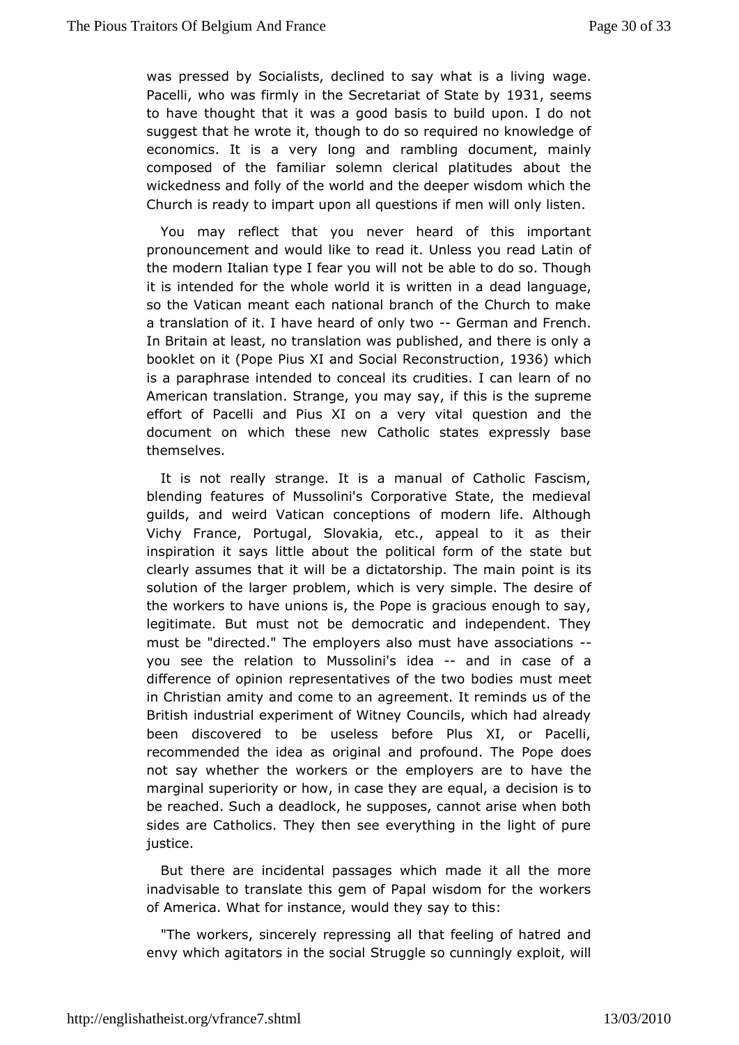was pressed by Socialists, declined to say what is a living wage. Pacelli, who was firmly in the Secretariat of State by 1931, seems to have thought that it was a good basis to build upon. I do not suggest that he wrote it, though to do so required no knowledge of economics. It is a very long and rambling document, mainly composed of the familiar solemn clerical platitudes about the wickedness and folly of the world and the deeper wisdom which the Church is ready to impart upon all questions if men will only listen.

You may reflect that you never heard of this important pronouncement and would like to read it. Unless you read Latin of the modern Italian type I fear you will not be able to do so. Though it is intended for the whole world it is written in a dead language, so the Vatican meant each national branch of the Church to make a translation of it. I have heard of only two -- German and French. In Britain at least, no translation was published, and there is only a booklet on it (Pope Pius XI and Social Reconstruction, 1936) which is a paraphrase intended to conceal its crudities. I can learn of no American translation. Strange, you may say, if this is the supreme effort of Pacelli and Pius XI on a very vital question and the document on which these new Catholic states expressly base themselves.

It is not really strange. It is a manual of Catholic Fascism, blending features of Mussolini's Corporative State, the medieval guilds, and weird Vatican conceptions of modern life. Although Vichy France, Portugal, Slovakia, etc., appeal to it as their inspiration it says little about the political form of the state but clearly assumes that it will be a dictatorship. The main point is its solution of the larger problem, which is very simple. The desire of the workers to have unions is, the Pope is gracious enough to say, legitimate. But must not be democratic and independent. They must be "directed." The employers also must have associations -- you see the relation to Mussolini's idea -- and in case of a difference of opinion representatives of the two bodies must meet in Christian amity and come to an agreement. It reminds us of the British industrial experiment of Witney Councils, which had already been discovered to be useless before Plus XI, or Pacelli, recommended the idea as original and profound. The Pope does not say whether the workers or the employers are to have the marginal superiority or how, in case they are equal, a decision is to be reached. Such a deadlock, he supposes, cannot arise when both sides are Catholics. They then see everything in the light of pure justice.

But there are incidental passages which made it all the more inadvisable to translate this gem of Papal wisdom for the workers of America. What for instance, would they say to this:

"The workers, sincerely repressing all that feeling of hatred and envy which agitators in the social Struggle so cunningly exploit, will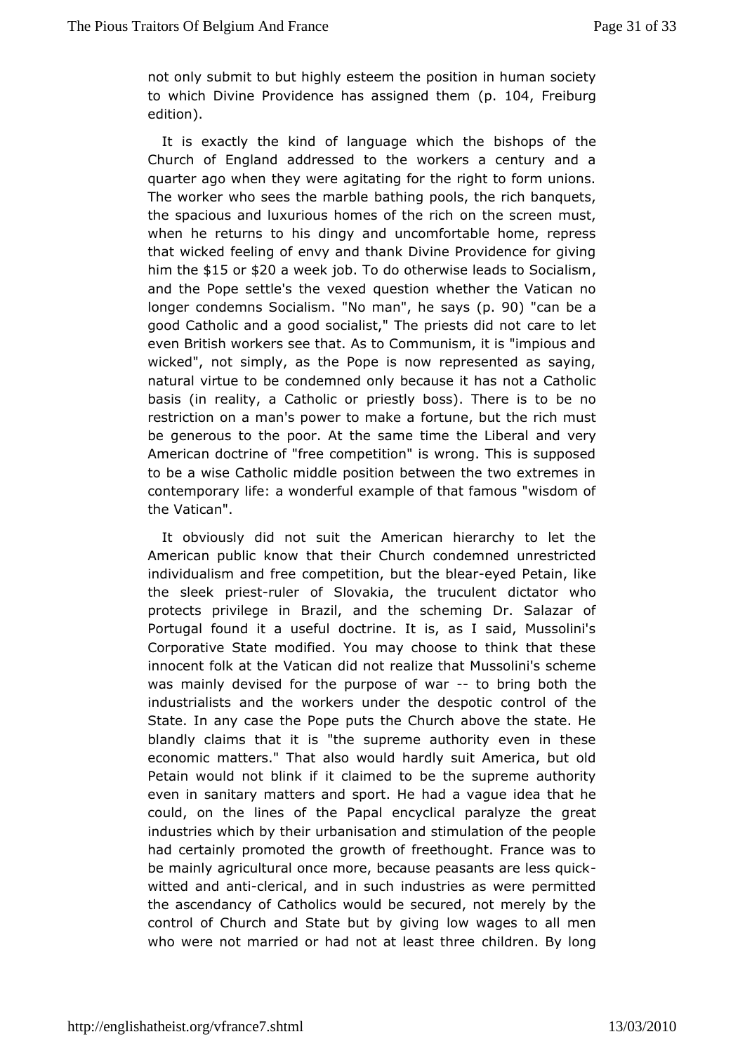not only submit to but highly esteem the position in human society to which Divine Providence has assigned them (p. 104, Freiburg edition).

It is exactly the kind of language which the bishops of the Church of England addressed to the workers a century and a quarter ago when they were agitating for the right to form unions. The worker who sees the marble bathing pools, the rich banquets, the spacious and luxurious homes of the rich on the screen must, when he returns to his dingy and uncomfortable home, repress that wicked feeling of envy and thank Divine Providence for giving him the $15 or $20 a week job. To do otherwise leads to Socialism, and the Pope settle's the vexed question whether the Vatican no longer condemns Socialism. "No man", he says (p. 90) "can be a good Catholic and a good socialist," The priests did not care to let even British workers see that. As to Communism, it is "impious and wicked", not simply, as the Pope is now represented as saying, natural virtue to be condemned only because it has not a Catholic basis (in reality, a Catholic or priestly boss). There is to be no restriction on a man's power to make a fortune, but the rich must be generous to the poor. At the same time the Liberal and very American doctrine of "free competition" is wrong. This is supposed to be a wise Catholic middle position between the two extremes in contemporary life: a wonderful example of that famous "wisdom of the Vatican".

It obviously did not suit the American hierarchy to let the American public know that their Church condemned unrestricted individualism and free competition, but the blear-eyed Petain, like the sleek priest-ruler of Slovakia, the truculent dictator who protects privilege in Brazil, and the scheming Dr. Salazar of Portugal found it a useful doctrine. It is, as I said, Mussolini's Corporative State modified. You may choose to think that these innocent folk at the Vatican did not realize that Mussolini's scheme was mainly devised for the purpose of war -- to bring both the industrialists and the workers under the despotic control of the State. In any case the Pope puts the Church above the state. He blandly claims that it is "the supreme authority even in these economic matters." That also would hardly suit America, but old Petain would not blink if it claimed to be the supreme authority even in sanitary matters and sport. He had a vague idea that he could, on the lines of the Papal encyclical paralyze the great industries which by their urbanisation and stimulation of the people had certainly promoted the growth of freethought. France was to be mainly agricultural once more, because peasants are less quick-witted and anti-clerical, and in such industries as were permitted the ascendancy of Catholics would be secured, not merely by the control of Church and State but by giving low wages to all men who were not married or had not at least three children. By long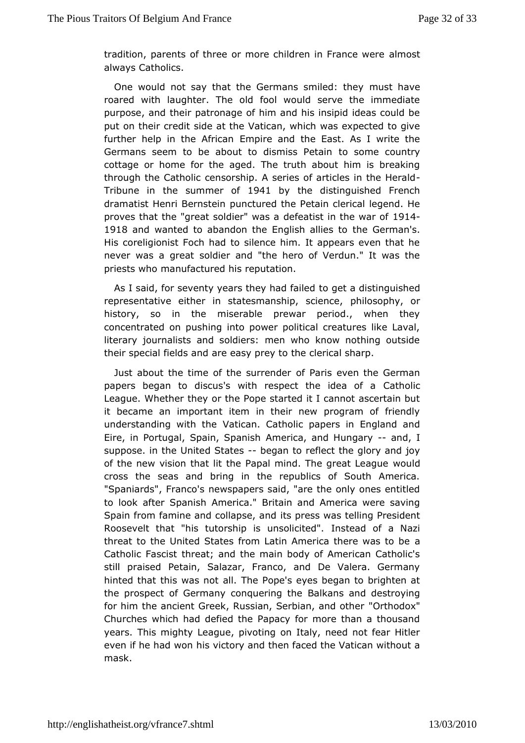tradition, parents of three or more children in France were almost always Catholics.

One would not say that the Germans smiled: they must have roared with laughter. The old fool would serve the immediate purpose, and their patronage of him and his insipid ideas could be put on their credit side at the Vatican, which was expected to give further help in the African Empire and the East. As I write the Germans seem to be about to dismiss Petain to some country cottage or home for the aged. The truth about him is breaking through the Catholic censorship. A series of articles in the Herald-Tribune in the summer of 1941 by the distinguished French dramatist Henri Bernstein punctured the Petain clerical legend. He proves that the "great soldier" was a defeatist in the war of 1914-1918 and wanted to abandon the English allies to the German's. His coreligionist Foch had to silence him. It appears even that he never was a great soldier and "the hero of Verdun." It was the priests who manufactured his reputation.

As I said, for seventy years they had failed to get a distinguished representative either in statesmanship, science, philosophy, or history, so in the miserable prewar period., when they concentrated on pushing into power political creatures like Laval, literary journalists and soldiers: men who know nothing outside their special fields and are easy prey to the clerical sharp.

Just about the time of the surrender of Paris even the German papers began to discus's with respect the idea of a Catholic League. Whether they or the Pope started it I cannot ascertain but it became an important item in their new program of friendly understanding with the Vatican. Catholic papers in England and Eire, in Portugal, Spain, Spanish America, and Hungary -- and, I suppose. in the United States -- began to reflect the glory and joy of the new vision that lit the Papal mind. The great League would cross the seas and bring in the republics of South America. "Spaniards", Franco's newspapers said, "are the only ones entitled to look after Spanish America." Britain and America were saving Spain from famine and collapse, and its press was telling President Roosevelt that "his tutorship is unsolicited". Instead of a Nazi threat to the United States from Latin America there was to be a Catholic Fascist threat; and the main body of American Catholic's still praised Petain, Salazar, Franco, and De Valera. Germany hinted that this was not all. The Pope's eyes began to brighten at the prospect of Germany conquering the Balkans and destroying for him the ancient Greek, Russian, Serbian, and other "Orthodox" Churches which had defied the Papacy for more than a thousand years. This mighty League, pivoting on Italy, need not fear Hitler even if he had won his victory and then faced the Vatican without a mask.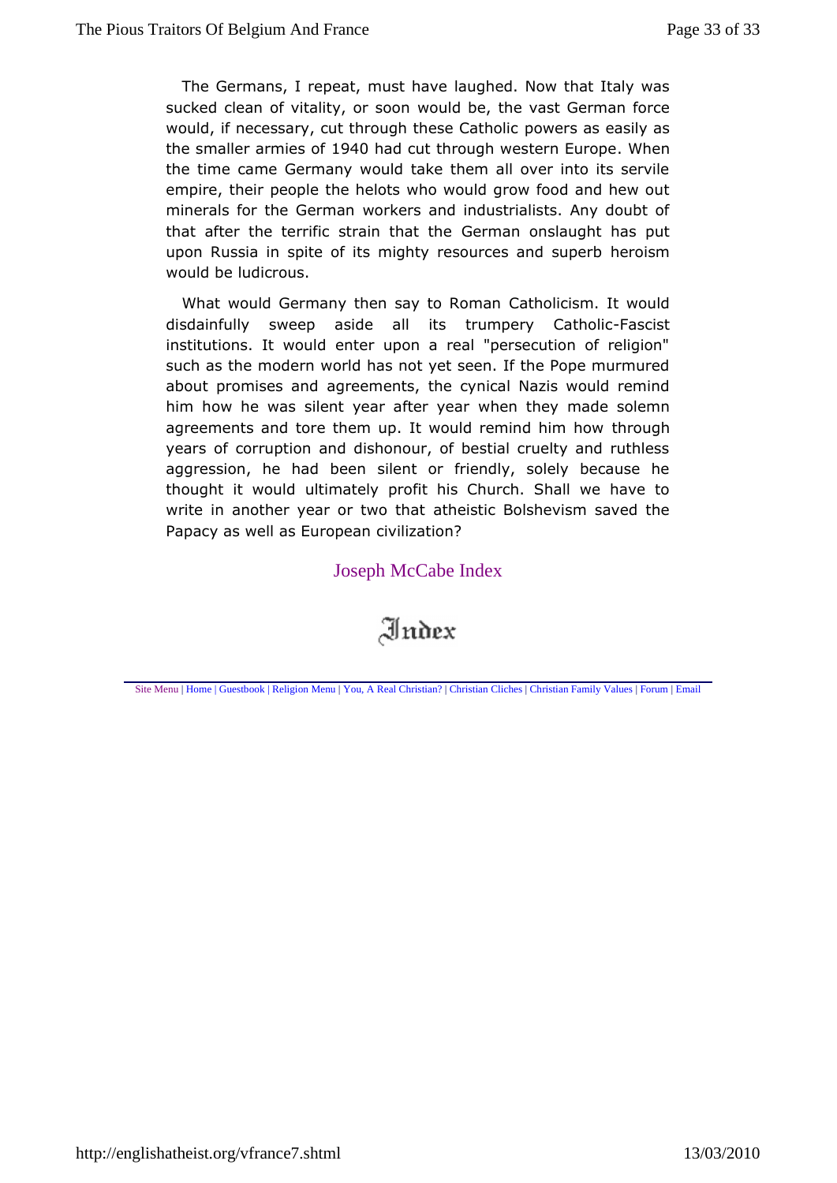The Germans, I repeat, must have laughed. Now that Italy was sucked clean of vitality, or soon would be, the vast German force would, if necessary, cut through these Catholic powers as easily as the smaller armies of 1940 had cut through western Europe. When the time came Germany would take them all over into its servile empire, their people the helots who would grow food and hew out minerals for the German workers and industrialists. Any doubt of that after the terrific strain that the German onslaught has put upon Russia in spite of its mighty resources and superb heroism would be ludicrous.

What would Germany then say to Roman Catholicism. It would disdainfully sweep aside all its trumpery Catholic-Fascist institutions. It would enter upon a real "persecution of religion" such as the modern world has not yet seen. If the Pope murmured about promises and agreements, the cynical Nazis would remind him how he was silent year after year when they made solemn agreements and tore them up. It would remind him how through years of corruption and dishonour, of bestial cruelty and ruthless aggression, he had been silent or friendly, solely because he thought it would ultimately profit his Church. Shall we have to write in another year or two that atheistic Bolshevism saved the Papacy as well as European civilization?

Joseph McCabe Index

Index

Site Menu | Home | Guestbook | Religion Menu | You, A Real Christian? | Christian Cliches | Christian Family Values | Forum | Email